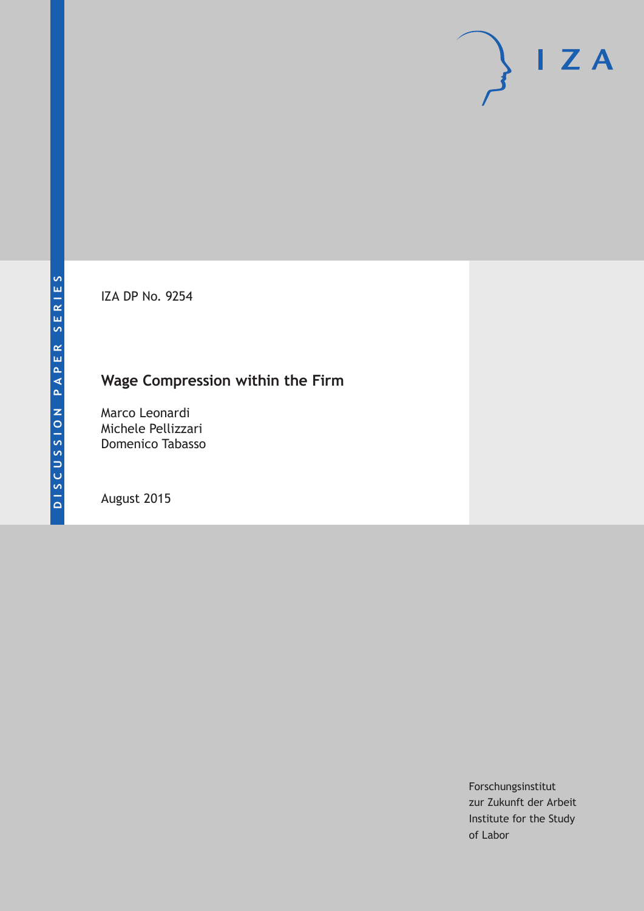DISCUSSION PAPER SERIES

IZA DP No. 9254

# Wage Compression within the Firm

Marco Leonardi
Michele Pellizzari
Domenico Tabasso

August 2015

Forschungsinstitut
zur Zukunft der Arbeit
Institute for the Study
of Labor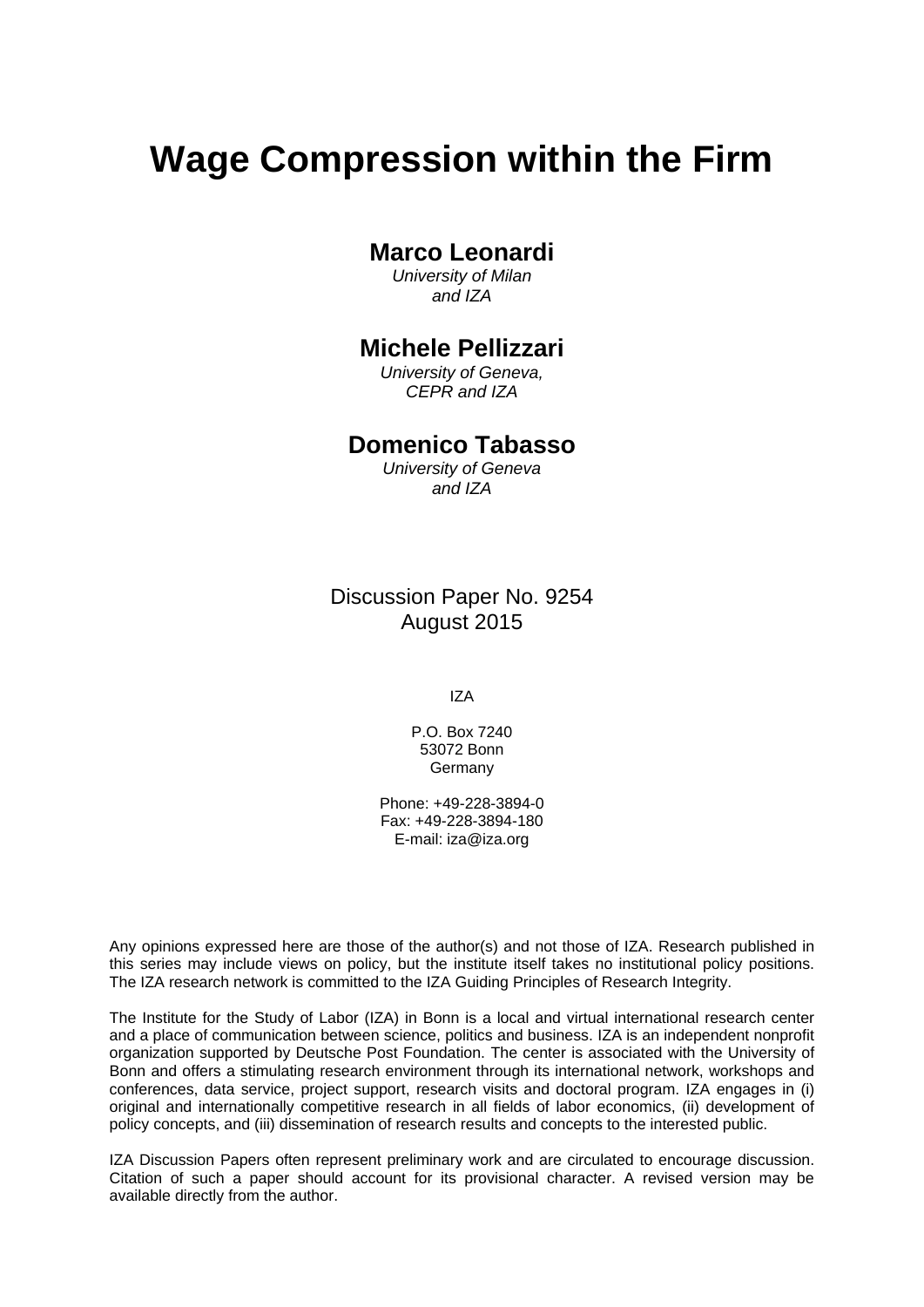# Wage Compression within the Firm

**Marco Leonardi**
*University of Milan*
*and IZA*

**Michele Pellizzari**
*University of Geneva,*
*CEPR and IZA*

**Domenico Tabasso**
*University of Geneva*
*and IZA*

Discussion Paper No. 9254
August 2015

IZA

P.O. Box 7240
53072 Bonn
Germany

Phone: +49-228-3894-0
Fax: +49-228-3894-180
E-mail: iza@iza.org

Any opinions expressed here are those of the author(s) and not those of IZA. Research published in this series may include views on policy, but the institute itself takes no institutional policy positions. The IZA research network is committed to the IZA Guiding Principles of Research Integrity.

The Institute for the Study of Labor (IZA) in Bonn is a local and virtual international research center and a place of communication between science, politics and business. IZA is an independent nonprofit organization supported by Deutsche Post Foundation. The center is associated with the University of Bonn and offers a stimulating research environment through its international network, workshops and conferences, data service, project support, research visits and doctoral program. IZA engages in (i) original and internationally competitive research in all fields of labor economics, (ii) development of policy concepts, and (iii) dissemination of research results and concepts to the interested public.

IZA Discussion Papers often represent preliminary work and are circulated to encourage discussion. Citation of such a paper should account for its provisional character. A revised version may be available directly from the author.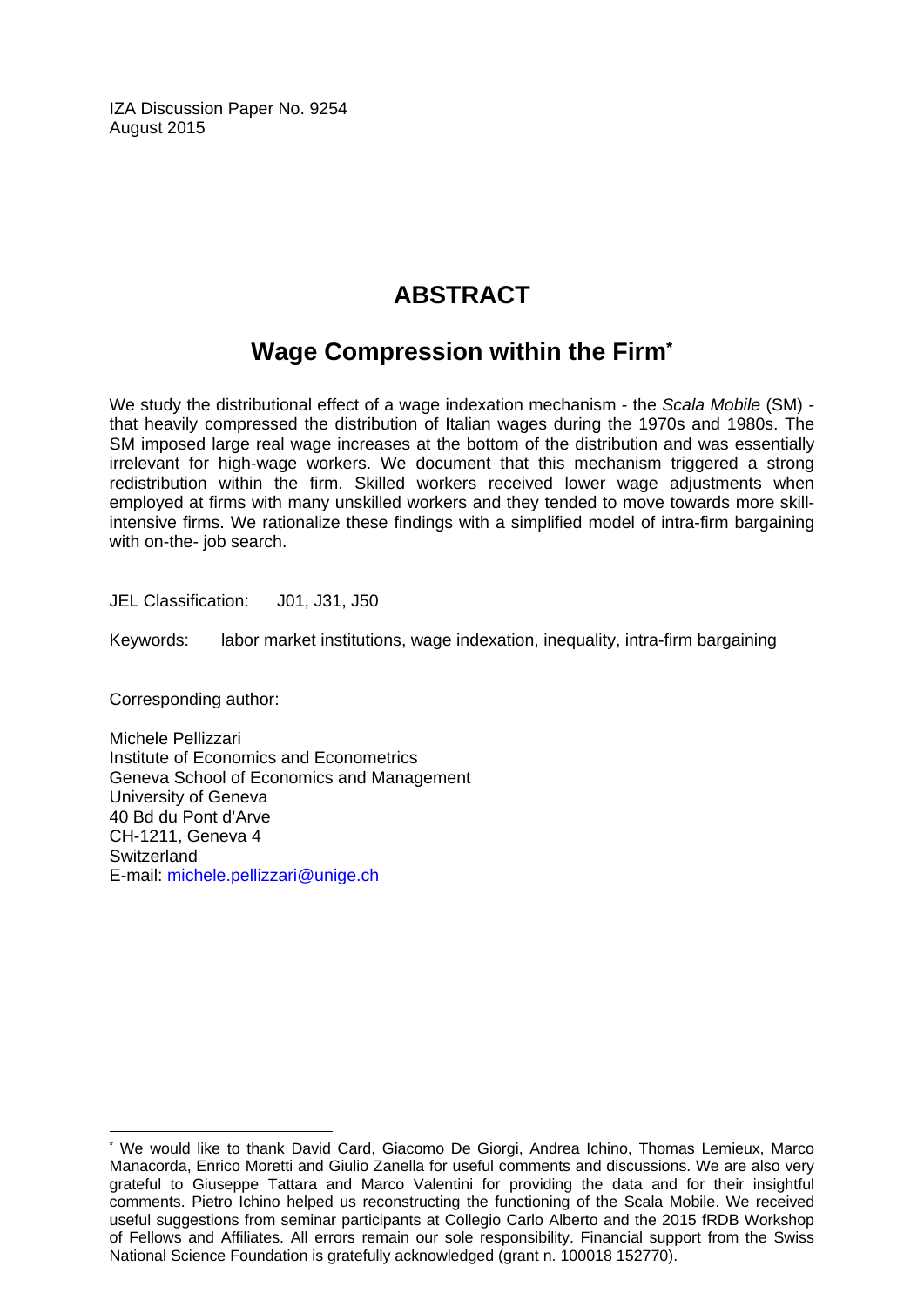IZA Discussion Paper No. 9254
August 2015

# ABSTRACT

## Wage Compression within the Firm*

We study the distributional effect of a wage indexation mechanism - the *Scala Mobile* (SM) - that heavily compressed the distribution of Italian wages during the 1970s and 1980s. The SM imposed large real wage increases at the bottom of the distribution and was essentially irrelevant for high-wage workers. We document that this mechanism triggered a strong redistribution within the firm. Skilled workers received lower wage adjustments when employed at firms with many unskilled workers and they tended to move towards more skill-intensive firms. We rationalize these findings with a simplified model of intra-firm bargaining with on-the- job search.

JEL Classification: J01, J31, J50

Keywords: labor market institutions, wage indexation, inequality, intra-firm bargaining

Corresponding author:

Michele Pellizzari
Institute of Economics and Econometrics
Geneva School of Economics and Management
University of Geneva
40 Bd du Pont d'Arve
CH-1211, Geneva 4
Switzerland
E-mail: michele.pellizzari@unige.ch

---

* We would like to thank David Card, Giacomo De Giorgi, Andrea Ichino, Thomas Lemieux, Marco Manacorda, Enrico Moretti and Giulio Zanella for useful comments and discussions. We are also very grateful to Giuseppe Tattara and Marco Valentini for providing the data and for their insightful comments. Pietro Ichino helped us reconstructing the functioning of the Scala Mobile. We received useful suggestions from seminar participants at Collegio Carlo Alberto and the 2015 fRDB Workshop of Fellows and Affiliates. All errors remain our sole responsibility. Financial support from the Swiss National Science Foundation is gratefully acknowledged (grant n. 100018 152770).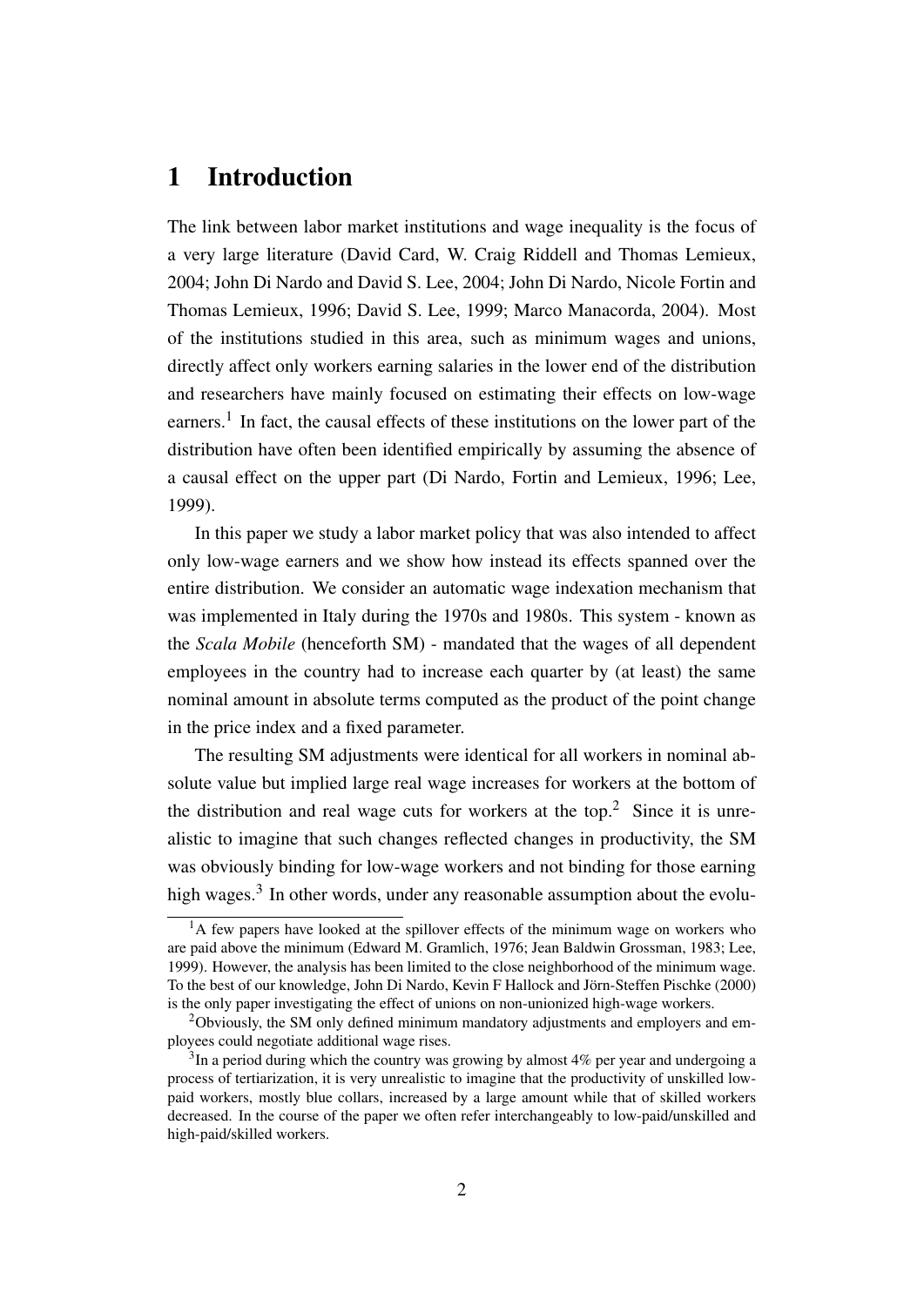# 1 Introduction

The link between labor market institutions and wage inequality is the focus of a very large literature (David Card, W. Craig Riddell and Thomas Lemieux, 2004; John Di Nardo and David S. Lee, 2004; John Di Nardo, Nicole Fortin and Thomas Lemieux, 1996; David S. Lee, 1999; Marco Manacorda, 2004). Most of the institutions studied in this area, such as minimum wages and unions, directly affect only workers earning salaries in the lower end of the distribution and researchers have mainly focused on estimating their effects on low-wage earners.[1] In fact, the causal effects of these institutions on the lower part of the distribution have often been identified empirically by assuming the absence of a causal effect on the upper part (Di Nardo, Fortin and Lemieux, 1996; Lee, 1999).

In this paper we study a labor market policy that was also intended to affect only low-wage earners and we show how instead its effects spanned over the entire distribution. We consider an automatic wage indexation mechanism that was implemented in Italy during the 1970s and 1980s. This system - known as the *Scala Mobile* (henceforth SM) - mandated that the wages of all dependent employees in the country had to increase each quarter by (at least) the same nominal amount in absolute terms computed as the product of the point change in the price index and a fixed parameter.

The resulting SM adjustments were identical for all workers in nominal absolute value but implied large real wage increases for workers at the bottom of the distribution and real wage cuts for workers at the top.[2] Since it is unrealistic to imagine that such changes reflected changes in productivity, the SM was obviously binding for low-wage workers and not binding for those earning high wages.[3] In other words, under any reasonable assumption about the evolu-

[1] A few papers have looked at the spillover effects of the minimum wage on workers who are paid above the minimum (Edward M. Gramlich, 1976; Jean Baldwin Grossman, 1983; Lee, 1999). However, the analysis has been limited to the close neighborhood of the minimum wage. To the best of our knowledge, John Di Nardo, Kevin F Hallock and Jörn-Steffen Pischke (2000) is the only paper investigating the effect of unions on non-unionized high-wage workers.

[2] Obviously, the SM only defined minimum mandatory adjustments and employers and employees could negotiate additional wage rises.

[3] In a period during which the country was growing by almost 4% per year and undergoing a process of tertiarization, it is very unrealistic to imagine that the productivity of unskilled low-paid workers, mostly blue collars, increased by a large amount while that of skilled workers decreased. In the course of the paper we often refer interchangeably to low-paid/unskilled and high-paid/skilled workers.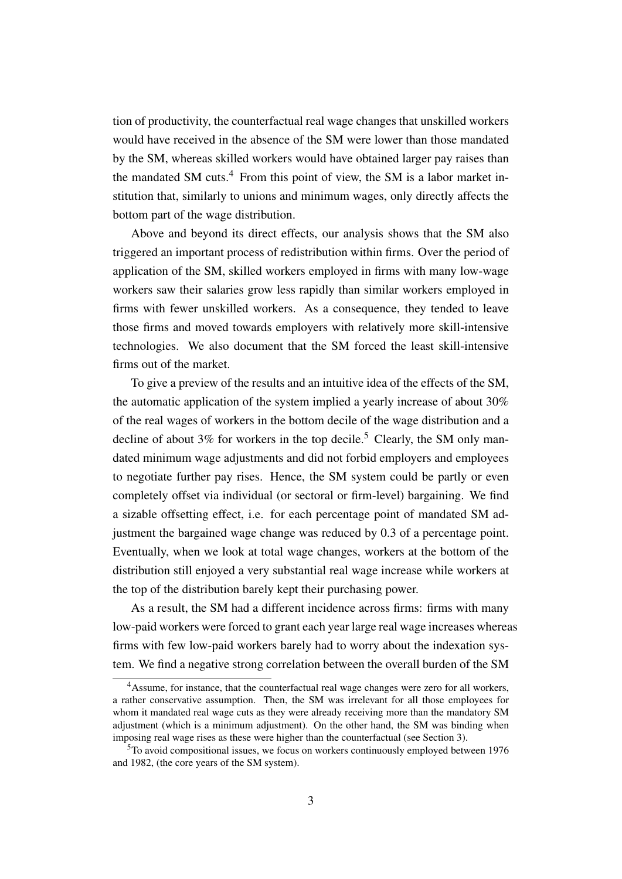tion of productivity, the counterfactual real wage changes that unskilled workers would have received in the absence of the SM were lower than those mandated by the SM, whereas skilled workers would have obtained larger pay raises than the mandated SM cuts.[4] From this point of view, the SM is a labor market institution that, similarly to unions and minimum wages, only directly affects the bottom part of the wage distribution.

Above and beyond its direct effects, our analysis shows that the SM also triggered an important process of redistribution within firms. Over the period of application of the SM, skilled workers employed in firms with many low-wage workers saw their salaries grow less rapidly than similar workers employed in firms with fewer unskilled workers. As a consequence, they tended to leave those firms and moved towards employers with relatively more skill-intensive technologies. We also document that the SM forced the least skill-intensive firms out of the market.

To give a preview of the results and an intuitive idea of the effects of the SM, the automatic application of the system implied a yearly increase of about 30% of the real wages of workers in the bottom decile of the wage distribution and a decline of about 3% for workers in the top decile.[5] Clearly, the SM only mandated minimum wage adjustments and did not forbid employers and employees to negotiate further pay rises. Hence, the SM system could be partly or even completely offset via individual (or sectoral or firm-level) bargaining. We find a sizable offsetting effect, i.e. for each percentage point of mandated SM adjustment the bargained wage change was reduced by 0.3 of a percentage point. Eventually, when we look at total wage changes, workers at the bottom of the distribution still enjoyed a very substantial real wage increase while workers at the top of the distribution barely kept their purchasing power.

As a result, the SM had a different incidence across firms: firms with many low-paid workers were forced to grant each year large real wage increases whereas firms with few low-paid workers barely had to worry about the indexation system. We find a negative strong correlation between the overall burden of the SM

[4] Assume, for instance, that the counterfactual real wage changes were zero for all workers, a rather conservative assumption. Then, the SM was irrelevant for all those employees for whom it mandated real wage cuts as they were already receiving more than the mandatory SM adjustment (which is a minimum adjustment). On the other hand, the SM was binding when imposing real wage rises as these were higher than the counterfactual (see Section 3).

[5] To avoid compositional issues, we focus on workers continuously employed between 1976 and 1982, (the core years of the SM system).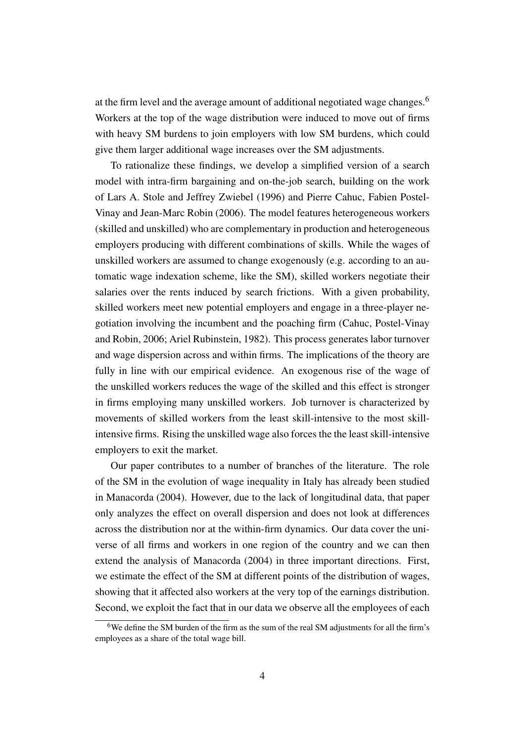at the firm level and the average amount of additional negotiated wage changes.[6] Workers at the top of the wage distribution were induced to move out of firms with heavy SM burdens to join employers with low SM burdens, which could give them larger additional wage increases over the SM adjustments.

To rationalize these findings, we develop a simplified version of a search model with intra-firm bargaining and on-the-job search, building on the work of Lars A. Stole and Jeffrey Zwiebel (1996) and Pierre Cahuc, Fabien Postel-Vinay and Jean-Marc Robin (2006). The model features heterogeneous workers (skilled and unskilled) who are complementary in production and heterogeneous employers producing with different combinations of skills. While the wages of unskilled workers are assumed to change exogenously (e.g. according to an automatic wage indexation scheme, like the SM), skilled workers negotiate their salaries over the rents induced by search frictions. With a given probability, skilled workers meet new potential employers and engage in a three-player negotiation involving the incumbent and the poaching firm (Cahuc, Postel-Vinay and Robin, 2006; Ariel Rubinstein, 1982). This process generates labor turnover and wage dispersion across and within firms. The implications of the theory are fully in line with our empirical evidence. An exogenous rise of the wage of the unskilled workers reduces the wage of the skilled and this effect is stronger in firms employing many unskilled workers. Job turnover is characterized by movements of skilled workers from the least skill-intensive to the most skill-intensive firms. Rising the unskilled wage also forces the the least skill-intensive employers to exit the market.

Our paper contributes to a number of branches of the literature. The role of the SM in the evolution of wage inequality in Italy has already been studied in Manacorda (2004). However, due to the lack of longitudinal data, that paper only analyzes the effect on overall dispersion and does not look at differences across the distribution nor at the within-firm dynamics. Our data cover the universe of all firms and workers in one region of the country and we can then extend the analysis of Manacorda (2004) in three important directions. First, we estimate the effect of the SM at different points of the distribution of wages, showing that it affected also workers at the very top of the earnings distribution. Second, we exploit the fact that in our data we observe all the employees of each

[6] We define the SM burden of the firm as the sum of the real SM adjustments for all the firm's employees as a share of the total wage bill.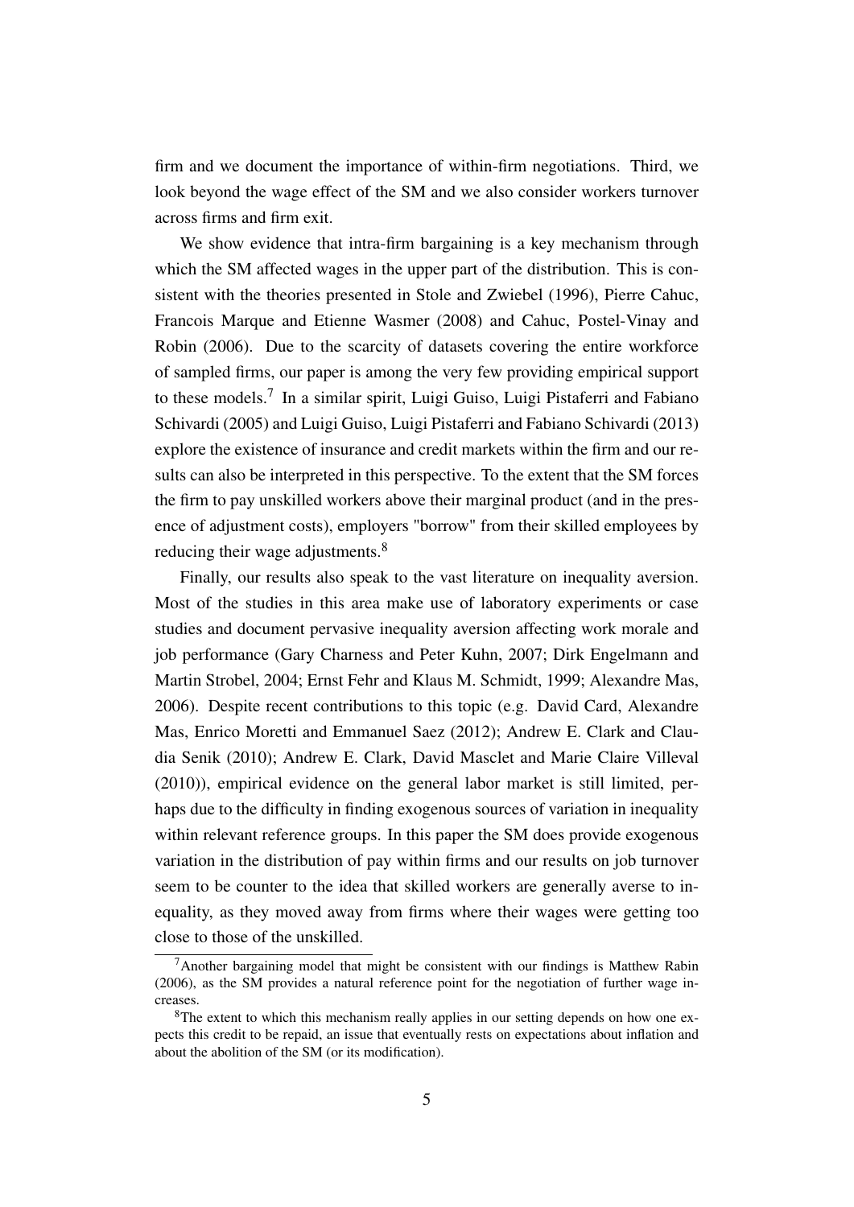firm and we document the importance of within-firm negotiations. Third, we look beyond the wage effect of the SM and we also consider workers turnover across firms and firm exit.

We show evidence that intra-firm bargaining is a key mechanism through which the SM affected wages in the upper part of the distribution. This is consistent with the theories presented in Stole and Zwiebel (1996), Pierre Cahuc, Francois Marque and Etienne Wasmer (2008) and Cahuc, Postel-Vinay and Robin (2006). Due to the scarcity of datasets covering the entire workforce of sampled firms, our paper is among the very few providing empirical support to these models.[7] In a similar spirit, Luigi Guiso, Luigi Pistaferri and Fabiano Schivardi (2005) and Luigi Guiso, Luigi Pistaferri and Fabiano Schivardi (2013) explore the existence of insurance and credit markets within the firm and our results can also be interpreted in this perspective. To the extent that the SM forces the firm to pay unskilled workers above their marginal product (and in the presence of adjustment costs), employers "borrow" from their skilled employees by reducing their wage adjustments.[8]

Finally, our results also speak to the vast literature on inequality aversion. Most of the studies in this area make use of laboratory experiments or case studies and document pervasive inequality aversion affecting work morale and job performance (Gary Charness and Peter Kuhn, 2007; Dirk Engelmann and Martin Strobel, 2004; Ernst Fehr and Klaus M. Schmidt, 1999; Alexandre Mas, 2006). Despite recent contributions to this topic (e.g. David Card, Alexandre Mas, Enrico Moretti and Emmanuel Saez (2012); Andrew E. Clark and Claudia Senik (2010); Andrew E. Clark, David Masclet and Marie Claire Villeval (2010)), empirical evidence on the general labor market is still limited, perhaps due to the difficulty in finding exogenous sources of variation in inequality within relevant reference groups. In this paper the SM does provide exogenous variation in the distribution of pay within firms and our results on job turnover seem to be counter to the idea that skilled workers are generally averse to inequality, as they moved away from firms where their wages were getting too close to those of the unskilled.

[7] Another bargaining model that might be consistent with our findings is Matthew Rabin (2006), as the SM provides a natural reference point for the negotiation of further wage increases.

[8] The extent to which this mechanism really applies in our setting depends on how one expects this credit to be repaid, an issue that eventually rests on expectations about inflation and about the abolition of the SM (or its modification).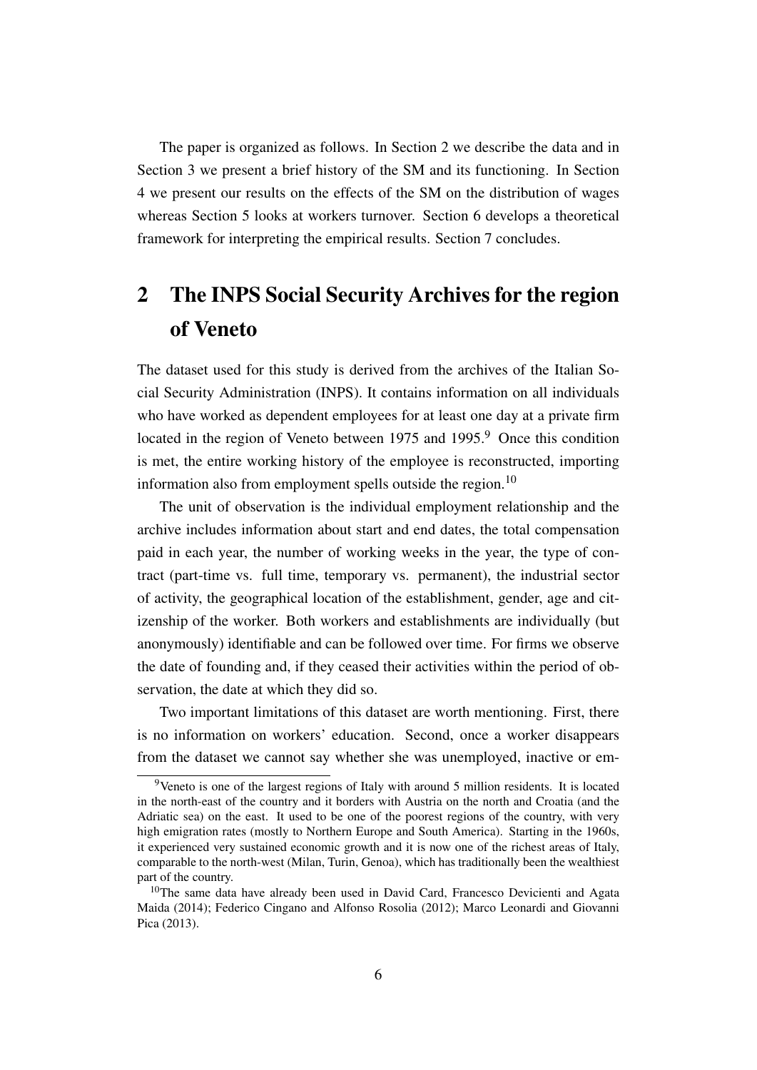The paper is organized as follows. In Section 2 we describe the data and in Section 3 we present a brief history of the SM and its functioning. In Section 4 we present our results on the effects of the SM on the distribution of wages whereas Section 5 looks at workers turnover. Section 6 develops a theoretical framework for interpreting the empirical results. Section 7 concludes.

## 2 The INPS Social Security Archives for the region of Veneto

The dataset used for this study is derived from the archives of the Italian Social Security Administration (INPS). It contains information on all individuals who have worked as dependent employees for at least one day at a private firm located in the region of Veneto between 1975 and 1995.[9] Once this condition is met, the entire working history of the employee is reconstructed, importing information also from employment spells outside the region.[10]

The unit of observation is the individual employment relationship and the archive includes information about start and end dates, the total compensation paid in each year, the number of working weeks in the year, the type of contract (part-time vs. full time, temporary vs. permanent), the industrial sector of activity, the geographical location of the establishment, gender, age and citizenship of the worker. Both workers and establishments are individually (but anonymously) identifiable and can be followed over time. For firms we observe the date of founding and, if they ceased their activities within the period of observation, the date at which they did so.

Two important limitations of this dataset are worth mentioning. First, there is no information on workers' education. Second, once a worker disappears from the dataset we cannot say whether she was unemployed, inactive or em-

[9] Veneto is one of the largest regions of Italy with around 5 million residents. It is located in the north-east of the country and it borders with Austria on the north and Croatia (and the Adriatic sea) on the east. It used to be one of the poorest regions of the country, with very high emigration rates (mostly to Northern Europe and South America). Starting in the 1960s, it experienced very sustained economic growth and it is now one of the richest areas of Italy, comparable to the north-west (Milan, Turin, Genoa), which has traditionally been the wealthiest part of the country.

[10] The same data have already been used in David Card, Francesco Devicienti and Agata Maida (2014); Federico Cingano and Alfonso Rosolia (2012); Marco Leonardi and Giovanni Pica (2013).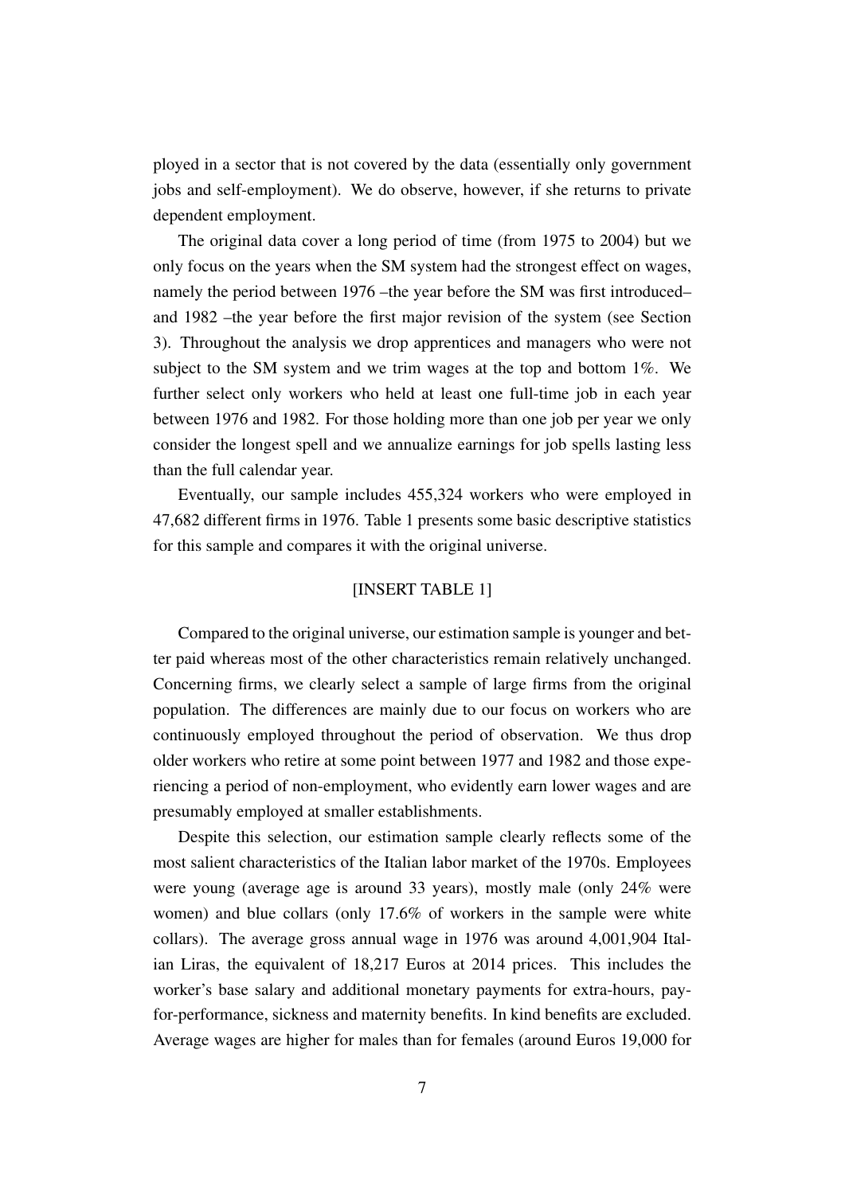ployed in a sector that is not covered by the data (essentially only government jobs and self-employment). We do observe, however, if she returns to private dependent employment.

The original data cover a long period of time (from 1975 to 2004) but we only focus on the years when the SM system had the strongest effect on wages, namely the period between 1976 –the year before the SM was first introduced– and 1982 –the year before the first major revision of the system (see Section 3). Throughout the analysis we drop apprentices and managers who were not subject to the SM system and we trim wages at the top and bottom 1%. We further select only workers who held at least one full-time job in each year between 1976 and 1982. For those holding more than one job per year we only consider the longest spell and we annualize earnings for job spells lasting less than the full calendar year.

Eventually, our sample includes 455,324 workers who were employed in 47,682 different firms in 1976. Table 1 presents some basic descriptive statistics for this sample and compares it with the original universe.

[INSERT TABLE 1]

Compared to the original universe, our estimation sample is younger and better paid whereas most of the other characteristics remain relatively unchanged. Concerning firms, we clearly select a sample of large firms from the original population. The differences are mainly due to our focus on workers who are continuously employed throughout the period of observation. We thus drop older workers who retire at some point between 1977 and 1982 and those experiencing a period of non-employment, who evidently earn lower wages and are presumably employed at smaller establishments.

Despite this selection, our estimation sample clearly reflects some of the most salient characteristics of the Italian labor market of the 1970s. Employees were young (average age is around 33 years), mostly male (only 24% were women) and blue collars (only 17.6% of workers in the sample were white collars). The average gross annual wage in 1976 was around 4,001,904 Italian Liras, the equivalent of 18,217 Euros at 2014 prices. This includes the worker's base salary and additional monetary payments for extra-hours, pay-for-performance, sickness and maternity benefits. In kind benefits are excluded. Average wages are higher for males than for females (around Euros 19,000 for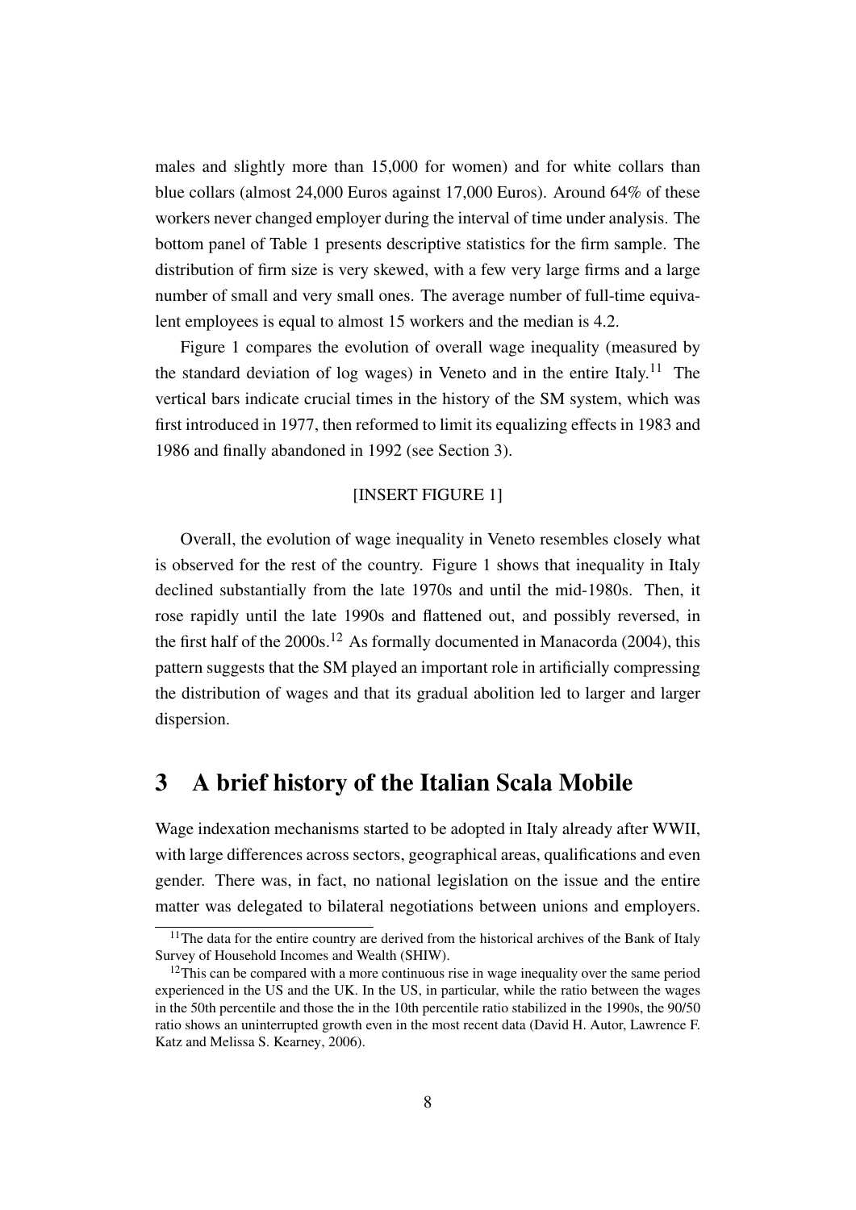males and slightly more than 15,000 for women) and for white collars than blue collars (almost 24,000 Euros against 17,000 Euros). Around 64% of these workers never changed employer during the interval of time under analysis. The bottom panel of Table 1 presents descriptive statistics for the firm sample. The distribution of firm size is very skewed, with a few very large firms and a large number of small and very small ones. The average number of full-time equivalent employees is equal to almost 15 workers and the median is 4.2.

Figure 1 compares the evolution of overall wage inequality (measured by the standard deviation of log wages) in Veneto and in the entire Italy.[11] The vertical bars indicate crucial times in the history of the SM system, which was first introduced in 1977, then reformed to limit its equalizing effects in 1983 and 1986 and finally abandoned in 1992 (see Section 3).

[INSERT FIGURE 1]

Overall, the evolution of wage inequality in Veneto resembles closely what is observed for the rest of the country. Figure 1 shows that inequality in Italy declined substantially from the late 1970s and until the mid-1980s. Then, it rose rapidly until the late 1990s and flattened out, and possibly reversed, in the first half of the 2000s.[12] As formally documented in Manacorda (2004), this pattern suggests that the SM played an important role in artificially compressing the distribution of wages and that its gradual abolition led to larger and larger dispersion.

# 3 A brief history of the Italian Scala Mobile

Wage indexation mechanisms started to be adopted in Italy already after WWII, with large differences across sectors, geographical areas, qualifications and even gender. There was, in fact, no national legislation on the issue and the entire matter was delegated to bilateral negotiations between unions and employers.

[11] The data for the entire country are derived from the historical archives of the Bank of Italy Survey of Household Incomes and Wealth (SHIW).

[12] This can be compared with a more continuous rise in wage inequality over the same period experienced in the US and the UK. In the US, in particular, while the ratio between the wages in the 50th percentile and those the in the 10th percentile ratio stabilized in the 1990s, the 90/50 ratio shows an uninterrupted growth even in the most recent data (David H. Autor, Lawrence F. Katz and Melissa S. Kearney, 2006).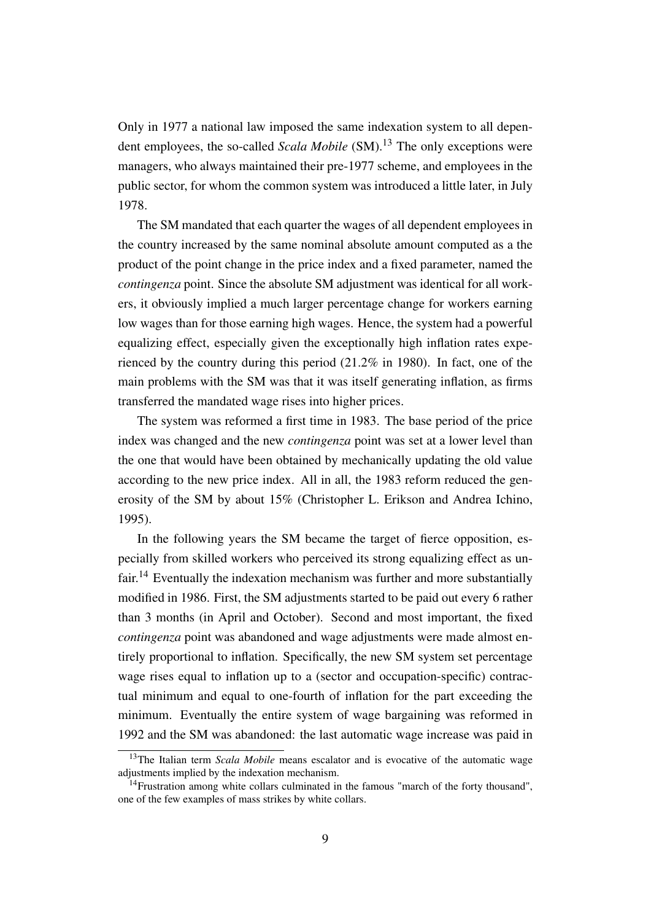Only in 1977 a national law imposed the same indexation system to all dependent employees, the so-called *Scala Mobile* (SM).[13] The only exceptions were managers, who always maintained their pre-1977 scheme, and employees in the public sector, for whom the common system was introduced a little later, in July 1978.

The SM mandated that each quarter the wages of all dependent employees in the country increased by the same nominal absolute amount computed as a the product of the point change in the price index and a fixed parameter, named the *contingenza* point. Since the absolute SM adjustment was identical for all workers, it obviously implied a much larger percentage change for workers earning low wages than for those earning high wages. Hence, the system had a powerful equalizing effect, especially given the exceptionally high inflation rates experienced by the country during this period (21.2% in 1980). In fact, one of the main problems with the SM was that it was itself generating inflation, as firms transferred the mandated wage rises into higher prices.

The system was reformed a first time in 1983. The base period of the price index was changed and the new *contingenza* point was set at a lower level than the one that would have been obtained by mechanically updating the old value according to the new price index. All in all, the 1983 reform reduced the generosity of the SM by about 15% (Christopher L. Erikson and Andrea Ichino, 1995).

In the following years the SM became the target of fierce opposition, especially from skilled workers who perceived its strong equalizing effect as unfair.[14] Eventually the indexation mechanism was further and more substantially modified in 1986. First, the SM adjustments started to be paid out every 6 rather than 3 months (in April and October). Second and most important, the fixed *contingenza* point was abandoned and wage adjustments were made almost entirely proportional to inflation. Specifically, the new SM system set percentage wage rises equal to inflation up to a (sector and occupation-specific) contractual minimum and equal to one-fourth of inflation for the part exceeding the minimum. Eventually the entire system of wage bargaining was reformed in 1992 and the SM was abandoned: the last automatic wage increase was paid in

[13] The Italian term *Scala Mobile* means escalator and is evocative of the automatic wage adjustments implied by the indexation mechanism.

[14] Frustration among white collars culminated in the famous "march of the forty thousand", one of the few examples of mass strikes by white collars.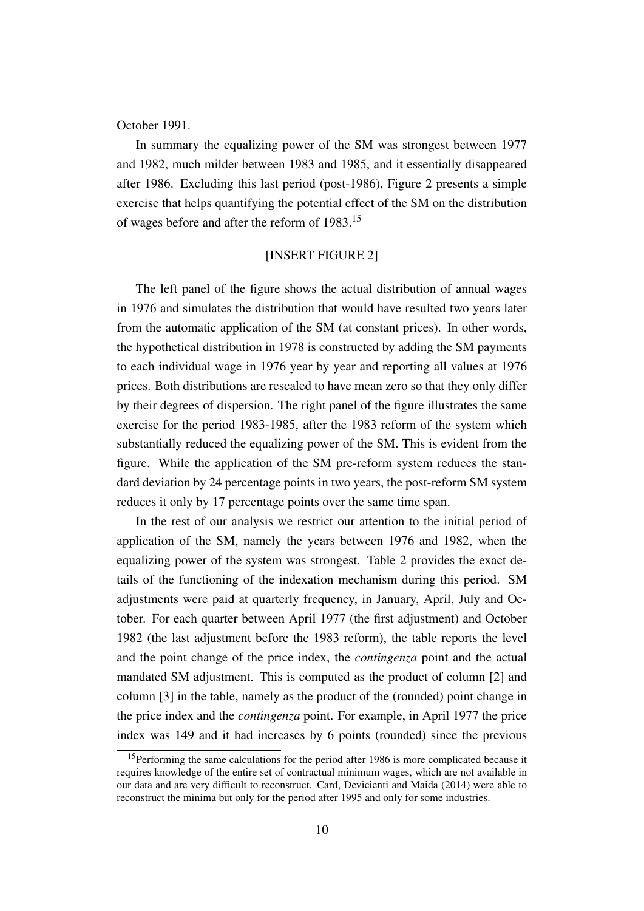October 1991.

In summary the equalizing power of the SM was strongest between 1977 and 1982, much milder between 1983 and 1985, and it essentially disappeared after 1986. Excluding this last period (post-1986), Figure 2 presents a simple exercise that helps quantifying the potential effect of the SM on the distribution of wages before and after the reform of 1983.[15]

[INSERT FIGURE 2]

The left panel of the figure shows the actual distribution of annual wages in 1976 and simulates the distribution that would have resulted two years later from the automatic application of the SM (at constant prices). In other words, the hypothetical distribution in 1978 is constructed by adding the SM payments to each individual wage in 1976 year by year and reporting all values at 1976 prices. Both distributions are rescaled to have mean zero so that they only differ by their degrees of dispersion. The right panel of the figure illustrates the same exercise for the period 1983-1985, after the 1983 reform of the system which substantially reduced the equalizing power of the SM. This is evident from the figure. While the application of the SM pre-reform system reduces the standard deviation by 24 percentage points in two years, the post-reform SM system reduces it only by 17 percentage points over the same time span.

In the rest of our analysis we restrict our attention to the initial period of application of the SM, namely the years between 1976 and 1982, when the equalizing power of the system was strongest. Table 2 provides the exact details of the functioning of the indexation mechanism during this period. SM adjustments were paid at quarterly frequency, in January, April, July and October. For each quarter between April 1977 (the first adjustment) and October 1982 (the last adjustment before the 1983 reform), the table reports the level and the point change of the price index, the *contingenza* point and the actual mandated SM adjustment. This is computed as the product of column [2] and column [3] in the table, namely as the product of the (rounded) point change in the price index and the *contingenza* point. For example, in April 1977 the price index was 149 and it had increases by 6 points (rounded) since the previous

[15] Performing the same calculations for the period after 1986 is more complicated because it requires knowledge of the entire set of contractual minimum wages, which are not available in our data and are very difficult to reconstruct. Card, Devicienti and Maida (2014) were able to reconstruct the minima but only for the period after 1995 and only for some industries.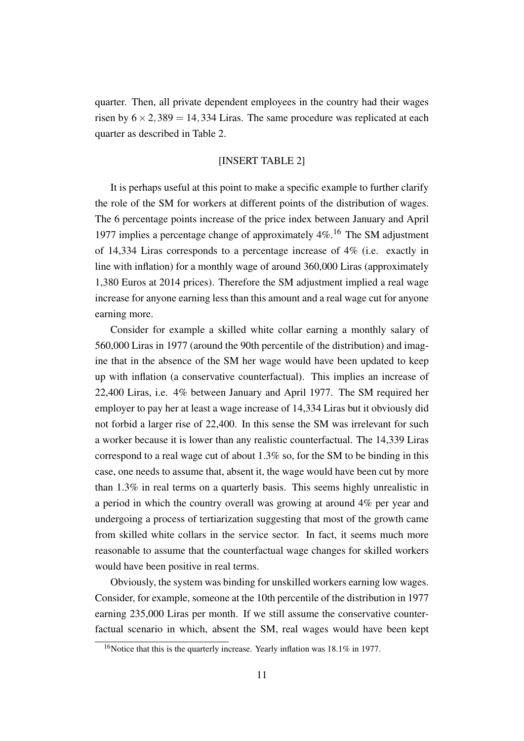quarter. Then, all private dependent employees in the country had their wages risen by $6 \times 2,389 = 14,334$ Liras. The same procedure was replicated at each quarter as described in Table 2.

[INSERT TABLE 2]

It is perhaps useful at this point to make a specific example to further clarify the role of the SM for workers at different points of the distribution of wages. The 6 percentage points increase of the price index between January and April 1977 implies a percentage change of approximately 4%.[16] The SM adjustment of 14,334 Liras corresponds to a percentage increase of 4% (i.e. exactly in line with inflation) for a monthly wage of around 360,000 Liras (approximately 1,380 Euros at 2014 prices). Therefore the SM adjustment implied a real wage increase for anyone earning less than this amount and a real wage cut for anyone earning more.

Consider for example a skilled white collar earning a monthly salary of 560,000 Liras in 1977 (around the 90th percentile of the distribution) and imagine that in the absence of the SM her wage would have been updated to keep up with inflation (a conservative counterfactual). This implies an increase of 22,400 Liras, i.e. 4% between January and April 1977. The SM required her employer to pay her at least a wage increase of 14,334 Liras but it obviously did not forbid a larger rise of 22,400. In this sense the SM was irrelevant for such a worker because it is lower than any realistic counterfactual. The 14,339 Liras correspond to a real wage cut of about 1.3% so, for the SM to be binding in this case, one needs to assume that, absent it, the wage would have been cut by more than 1.3% in real terms on a quarterly basis. This seems highly unrealistic in a period in which the country overall was growing at around 4% per year and undergoing a process of tertiarization suggesting that most of the growth came from skilled white collars in the service sector. In fact, it seems much more reasonable to assume that the counterfactual wage changes for skilled workers would have been positive in real terms.

Obviously, the system was binding for unskilled workers earning low wages. Consider, for example, someone at the 10th percentile of the distribution in 1977 earning 235,000 Liras per month. If we still assume the conservative counterfactual scenario in which, absent the SM, real wages would have been kept

[16] Notice that this is the quarterly increase. Yearly inflation was 18.1% in 1977.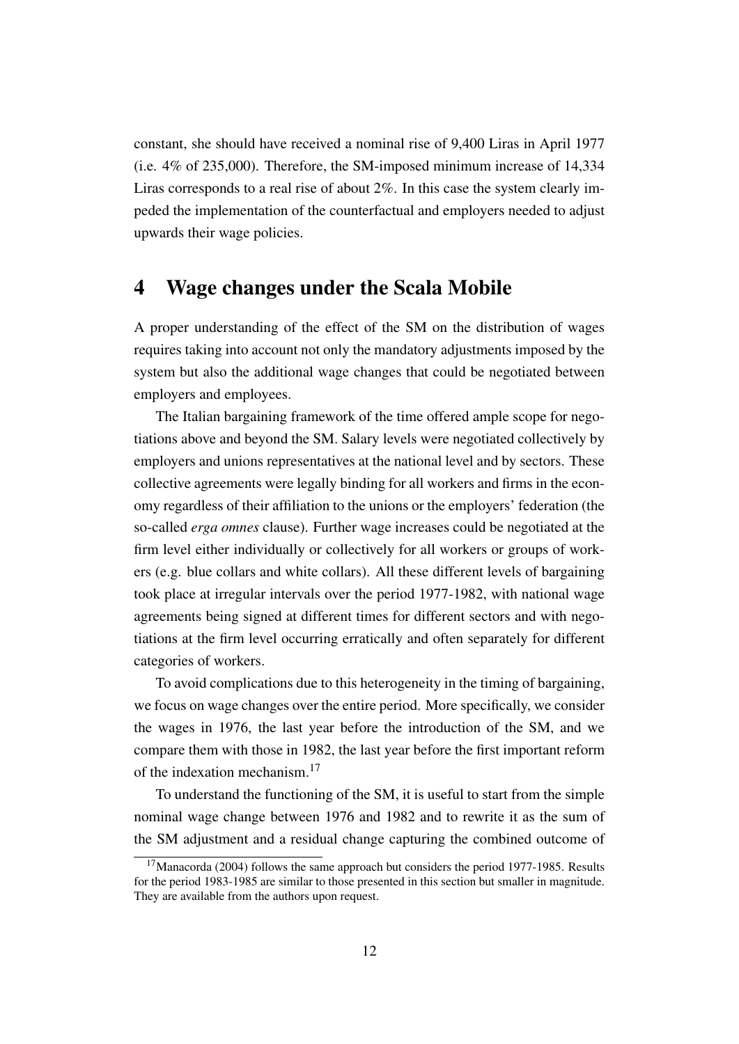constant, she should have received a nominal rise of 9,400 Liras in April 1977 (i.e. 4% of 235,000). Therefore, the SM-imposed minimum increase of 14,334 Liras corresponds to a real rise of about 2%. In this case the system clearly impeded the implementation of the counterfactual and employers needed to adjust upwards their wage policies.

## 4 Wage changes under the Scala Mobile

A proper understanding of the effect of the SM on the distribution of wages requires taking into account not only the mandatory adjustments imposed by the system but also the additional wage changes that could be negotiated between employers and employees.

The Italian bargaining framework of the time offered ample scope for negotiations above and beyond the SM. Salary levels were negotiated collectively by employers and unions representatives at the national level and by sectors. These collective agreements were legally binding for all workers and firms in the economy regardless of their affiliation to the unions or the employers' federation (the so-called *erga omnes* clause). Further wage increases could be negotiated at the firm level either individually or collectively for all workers or groups of workers (e.g. blue collars and white collars). All these different levels of bargaining took place at irregular intervals over the period 1977-1982, with national wage agreements being signed at different times for different sectors and with negotiations at the firm level occurring erratically and often separately for different categories of workers.

To avoid complications due to this heterogeneity in the timing of bargaining, we focus on wage changes over the entire period. More specifically, we consider the wages in 1976, the last year before the introduction of the SM, and we compare them with those in 1982, the last year before the first important reform of the indexation mechanism.[17]

To understand the functioning of the SM, it is useful to start from the simple nominal wage change between 1976 and 1982 and to rewrite it as the sum of the SM adjustment and a residual change capturing the combined outcome of

[17] Manacorda (2004) follows the same approach but considers the period 1977-1985. Results for the period 1983-1985 are similar to those presented in this section but smaller in magnitude. They are available from the authors upon request.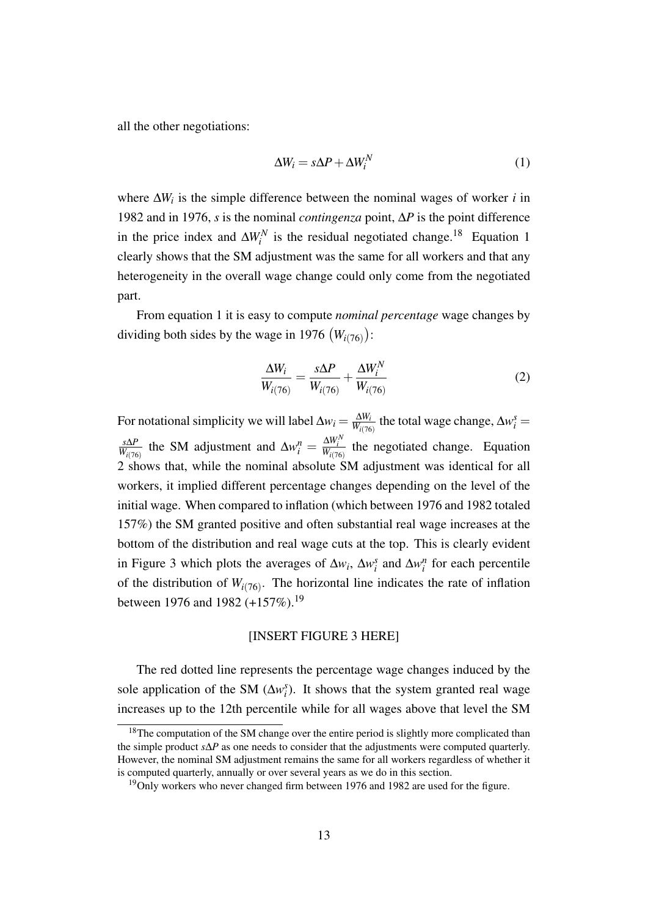all the other negotiations:

$$\Delta W_i = s\Delta P + \Delta W_i^N \tag{1}$$

where $\Delta W_i$ is the simple difference between the nominal wages of worker $i$ in 1982 and in 1976, $s$ is the nominal *contingenza* point, $\Delta P$ is the point difference in the price index and $\Delta W_i^N$ is the residual negotiated change.[18] Equation 1 clearly shows that the SM adjustment was the same for all workers and that any heterogeneity in the overall wage change could only come from the negotiated part.

From equation 1 it is easy to compute *nominal percentage* wage changes by dividing both sides by the wage in 1976 $\left(W_{i(76)}\right)$:

$$\frac{\Delta W_i}{W_{i(76)}} = \frac{s\Delta P}{W_{i(76)}} + \frac{\Delta W_i^N}{W_{i(76)}} \tag{2}$$

For notational simplicity we will label $\Delta w_i = \frac{\Delta W_i}{W_{i(76)}}$ the total wage change, $\Delta w_i^s = \frac{s\Delta P}{W_{i(76)}}$ the SM adjustment and $\Delta w_i^n = \frac{\Delta W_i^N}{W_{i(76)}}$ the negotiated change. Equation 2 shows that, while the nominal absolute SM adjustment was identical for all workers, it implied different percentage changes depending on the level of the initial wage. When compared to inflation (which between 1976 and 1982 totaled 157%) the SM granted positive and often substantial real wage increases at the bottom of the distribution and real wage cuts at the top. This is clearly evident in Figure 3 which plots the averages of $\Delta w_i$, $\Delta w_i^s$ and $\Delta w_i^n$ for each percentile of the distribution of $W_{i(76)}$. The horizontal line indicates the rate of inflation between 1976 and 1982 (+157%).[19]

[INSERT FIGURE 3 HERE]

The red dotted line represents the percentage wage changes induced by the sole application of the SM ($\Delta w_i^s$). It shows that the system granted real wage increases up to the 12th percentile while for all wages above that level the SM

[18] The computation of the SM change over the entire period is slightly more complicated than the simple product $s\Delta P$ as one needs to consider that the adjustments were computed quarterly. However, the nominal SM adjustment remains the same for all workers regardless of whether it is computed quarterly, annually or over several years as we do in this section.

[19] Only workers who never changed firm between 1976 and 1982 are used for the figure.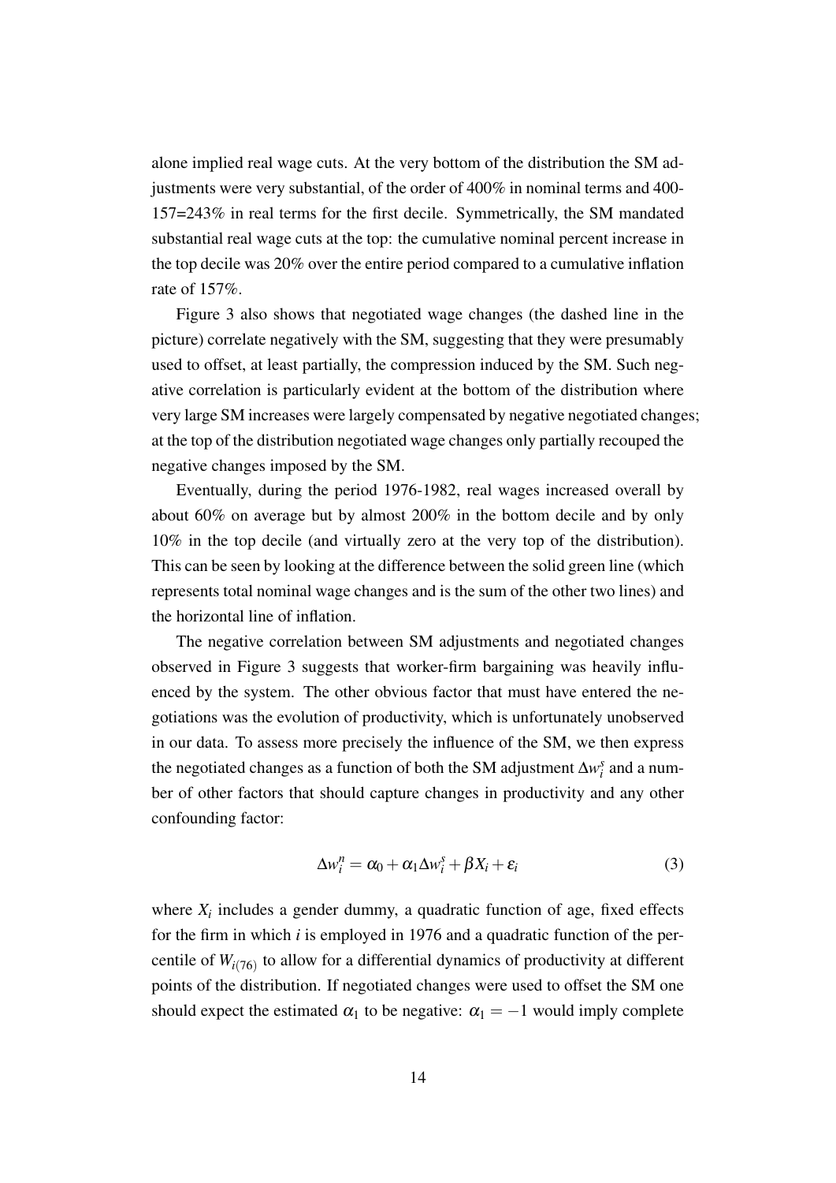alone implied real wage cuts. At the very bottom of the distribution the SM adjustments were very substantial, of the order of 400% in nominal terms and 400-157=243% in real terms for the first decile. Symmetrically, the SM mandated substantial real wage cuts at the top: the cumulative nominal percent increase in the top decile was 20% over the entire period compared to a cumulative inflation rate of 157%.

Figure 3 also shows that negotiated wage changes (the dashed line in the picture) correlate negatively with the SM, suggesting that they were presumably used to offset, at least partially, the compression induced by the SM. Such negative correlation is particularly evident at the bottom of the distribution where very large SM increases were largely compensated by negative negotiated changes; at the top of the distribution negotiated wage changes only partially recouped the negative changes imposed by the SM.

Eventually, during the period 1976-1982, real wages increased overall by about 60% on average but by almost 200% in the bottom decile and by only 10% in the top decile (and virtually zero at the very top of the distribution). This can be seen by looking at the difference between the solid green line (which represents total nominal wage changes and is the sum of the other two lines) and the horizontal line of inflation.

The negative correlation between SM adjustments and negotiated changes observed in Figure 3 suggests that worker-firm bargaining was heavily influenced by the system. The other obvious factor that must have entered the negotiations was the evolution of productivity, which is unfortunately unobserved in our data. To assess more precisely the influence of the SM, we then express the negotiated changes as a function of both the SM adjustment $\Delta w_i^s$ and a number of other factors that should capture changes in productivity and any other confounding factor:

$$\Delta w_i^n = \alpha_0 + \alpha_1 \Delta w_i^s + \beta X_i + \varepsilon_i \tag{3}$$

where $X_i$ includes a gender dummy, a quadratic function of age, fixed effects for the firm in which $i$ is employed in 1976 and a quadratic function of the percentile of $W_{i(76)}$ to allow for a differential dynamics of productivity at different points of the distribution. If negotiated changes were used to offset the SM one should expect the estimated $\alpha_1$ to be negative: $\alpha_1 = -1$ would imply complete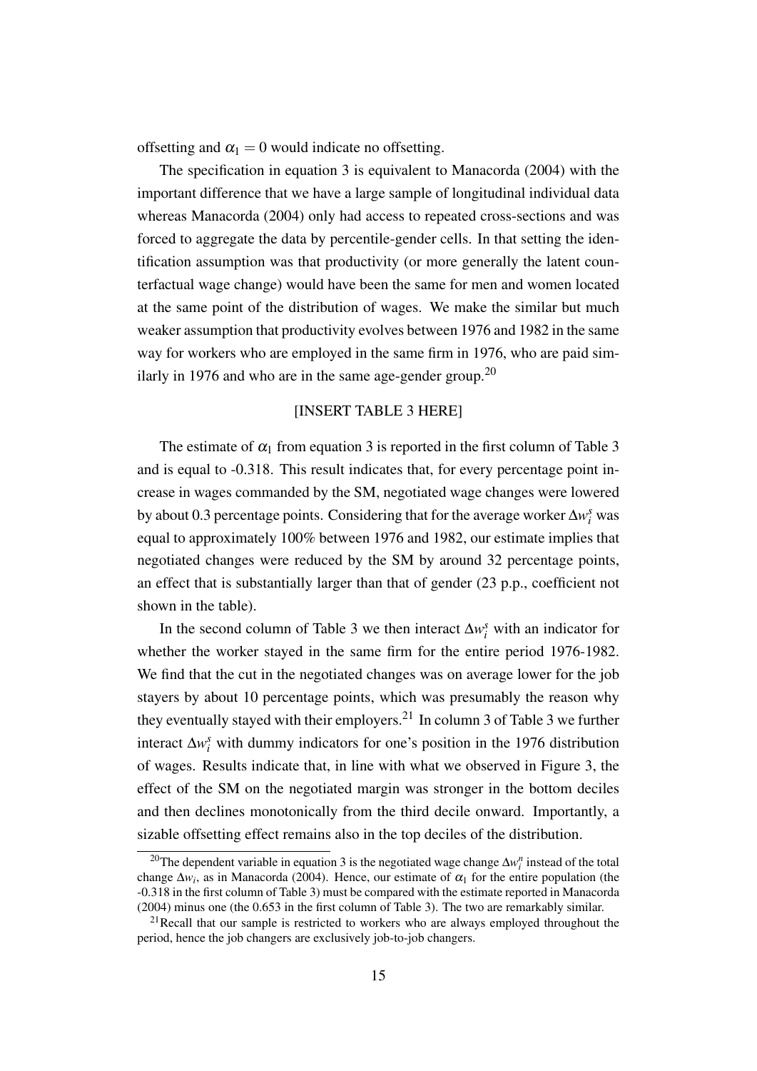offsetting and $\alpha_1 = 0$ would indicate no offsetting.

The specification in equation 3 is equivalent to Manacorda (2004) with the important difference that we have a large sample of longitudinal individual data whereas Manacorda (2004) only had access to repeated cross-sections and was forced to aggregate the data by percentile-gender cells. In that setting the identification assumption was that productivity (or more generally the latent counterfactual wage change) would have been the same for men and women located at the same point of the distribution of wages. We make the similar but much weaker assumption that productivity evolves between 1976 and 1982 in the same way for workers who are employed in the same firm in 1976, who are paid similarly in 1976 and who are in the same age-gender group.[20]

[INSERT TABLE 3 HERE]

The estimate of $\alpha_1$ from equation 3 is reported in the first column of Table 3 and is equal to -0.318. This result indicates that, for every percentage point increase in wages commanded by the SM, negotiated wage changes were lowered by about 0.3 percentage points. Considering that for the average worker $\Delta w_i^s$ was equal to approximately 100% between 1976 and 1982, our estimate implies that negotiated changes were reduced by the SM by around 32 percentage points, an effect that is substantially larger than that of gender (23 p.p., coefficient not shown in the table).

In the second column of Table 3 we then interact $\Delta w_i^s$ with an indicator for whether the worker stayed in the same firm for the entire period 1976-1982. We find that the cut in the negotiated changes was on average lower for the job stayers by about 10 percentage points, which was presumably the reason why they eventually stayed with their employers.[21] In column 3 of Table 3 we further interact $\Delta w_i^s$ with dummy indicators for one's position in the 1976 distribution of wages. Results indicate that, in line with what we observed in Figure 3, the effect of the SM on the negotiated margin was stronger in the bottom deciles and then declines monotonically from the third decile onward. Importantly, a sizable offsetting effect remains also in the top deciles of the distribution.

[20] The dependent variable in equation 3 is the negotiated wage change $\Delta w_i^n$ instead of the total change $\Delta w_i$, as in Manacorda (2004). Hence, our estimate of $\alpha_1$ for the entire population (the -0.318 in the first column of Table 3) must be compared with the estimate reported in Manacorda (2004) minus one (the 0.653 in the first column of Table 3). The two are remarkably similar.

[21] Recall that our sample is restricted to workers who are always employed throughout the period, hence the job changers are exclusively job-to-job changers.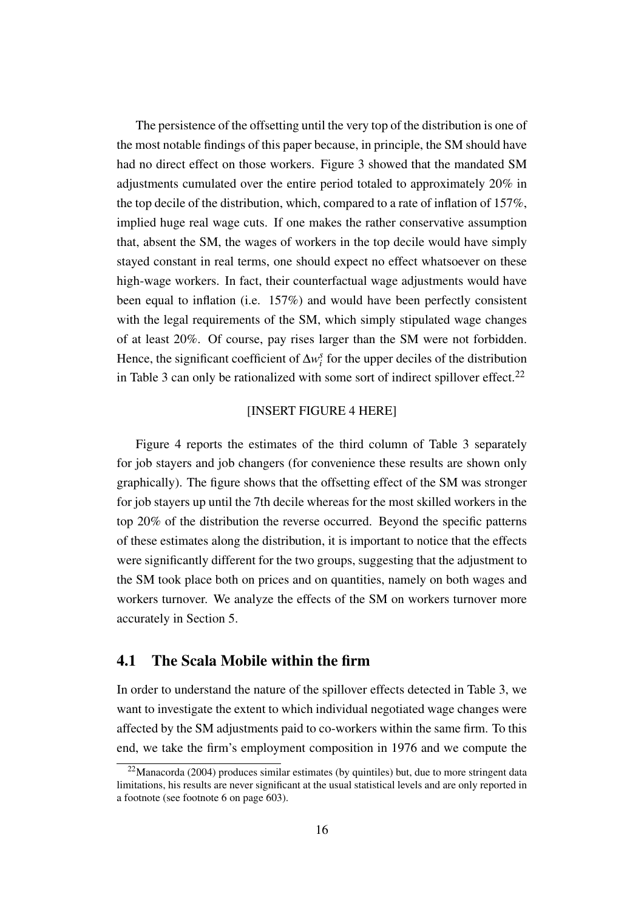The persistence of the offsetting until the very top of the distribution is one of the most notable findings of this paper because, in principle, the SM should have had no direct effect on those workers. Figure 3 showed that the mandated SM adjustments cumulated over the entire period totaled to approximately 20% in the top decile of the distribution, which, compared to a rate of inflation of 157%, implied huge real wage cuts. If one makes the rather conservative assumption that, absent the SM, the wages of workers in the top decile would have simply stayed constant in real terms, one should expect no effect whatsoever on these high-wage workers. In fact, their counterfactual wage adjustments would have been equal to inflation (i.e. 157%) and would have been perfectly consistent with the legal requirements of the SM, which simply stipulated wage changes of at least 20%. Of course, pay rises larger than the SM were not forbidden. Hence, the significant coefficient of $\Delta w_i^s$ for the upper deciles of the distribution in Table 3 can only be rationalized with some sort of indirect spillover effect.[22]

[INSERT FIGURE 4 HERE]

Figure 4 reports the estimates of the third column of Table 3 separately for job stayers and job changers (for convenience these results are shown only graphically). The figure shows that the offsetting effect of the SM was stronger for job stayers up until the 7th decile whereas for the most skilled workers in the top 20% of the distribution the reverse occurred. Beyond the specific patterns of these estimates along the distribution, it is important to notice that the effects were significantly different for the two groups, suggesting that the adjustment to the SM took place both on prices and on quantities, namely on both wages and workers turnover. We analyze the effects of the SM on workers turnover more accurately in Section 5.

## 4.1 The Scala Mobile within the firm

In order to understand the nature of the spillover effects detected in Table 3, we want to investigate the extent to which individual negotiated wage changes were affected by the SM adjustments paid to co-workers within the same firm. To this end, we take the firm's employment composition in 1976 and we compute the

[22] Manacorda (2004) produces similar estimates (by quintiles) but, due to more stringent data limitations, his results are never significant at the usual statistical levels and are only reported in a footnote (see footnote 6 on page 603).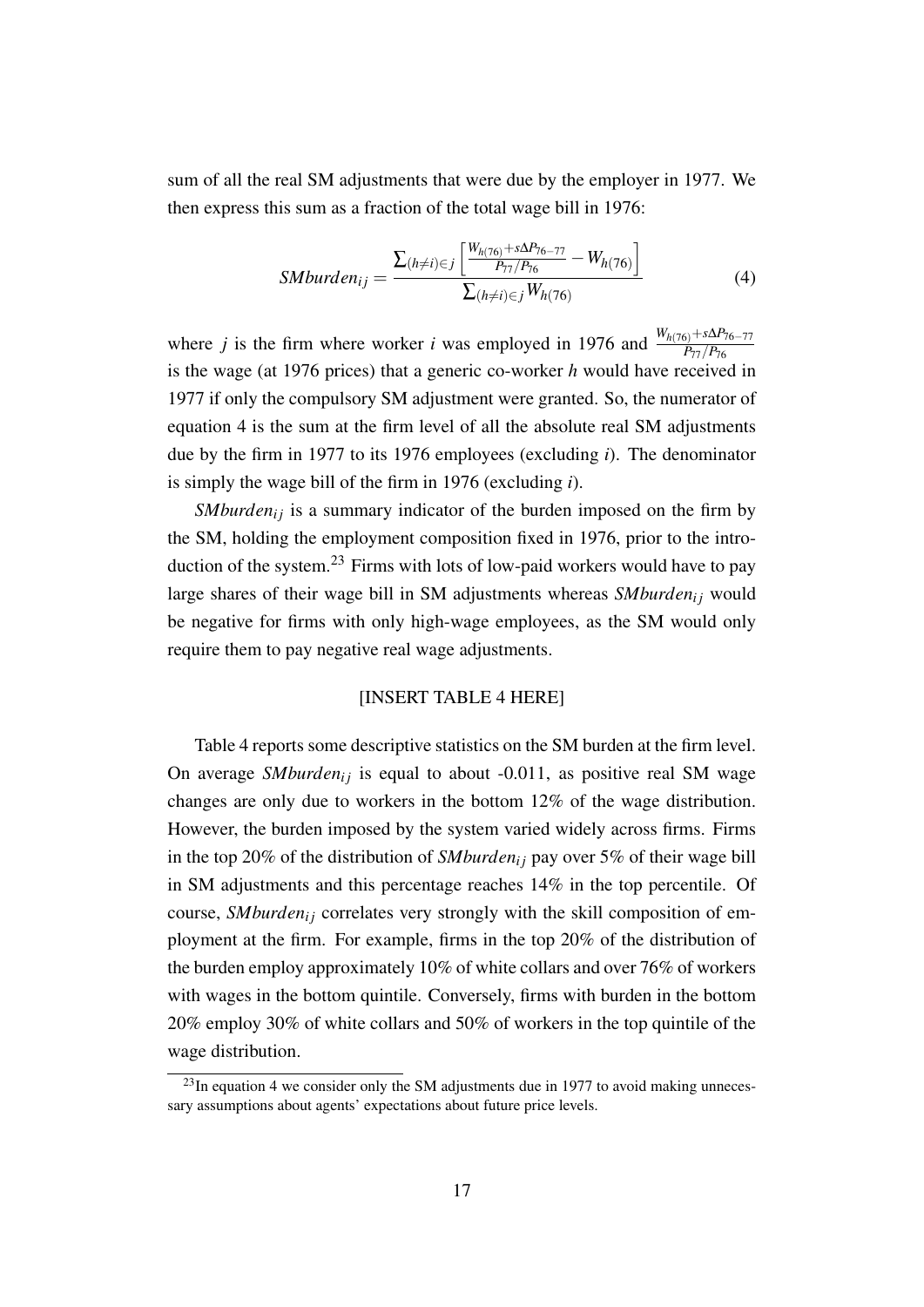sum of all the real SM adjustments that were due by the employer in 1977. We then express this sum as a fraction of the total wage bill in 1976:

$$SMburden_{ij} = \frac{\sum_{(h \neq i) \in j} \left[ \frac{W_{h(76)} + s\Delta P_{76-77}}{P_{77}/P_{76}} - W_{h(76)} \right]}{\sum_{(h \neq i) \in j} W_{h(76)}} \tag{4}$$

where $j$ is the firm where worker $i$ was employed in 1976 and $\frac{W_{h(76)} + s\Delta P_{76-77}}{P_{77}/P_{76}}$ is the wage (at 1976 prices) that a generic co-worker $h$ would have received in 1977 if only the compulsory SM adjustment were granted. So, the numerator of equation 4 is the sum at the firm level of all the absolute real SM adjustments due by the firm in 1977 to its 1976 employees (excluding $i$). The denominator is simply the wage bill of the firm in 1976 (excluding $i$).

$SMburden_{ij}$ is a summary indicator of the burden imposed on the firm by the SM, holding the employment composition fixed in 1976, prior to the introduction of the system.[23] Firms with lots of low-paid workers would have to pay large shares of their wage bill in SM adjustments whereas $SMburden_{ij}$ would be negative for firms with only high-wage employees, as the SM would only require them to pay negative real wage adjustments.

[INSERT TABLE 4 HERE]

Table 4 reports some descriptive statistics on the SM burden at the firm level. On average $SMburden_{ij}$ is equal to about -0.011, as positive real SM wage changes are only due to workers in the bottom 12% of the wage distribution. However, the burden imposed by the system varied widely across firms. Firms in the top 20% of the distribution of $SMburden_{ij}$ pay over 5% of their wage bill in SM adjustments and this percentage reaches 14% in the top percentile. Of course, $SMburden_{ij}$ correlates very strongly with the skill composition of employment at the firm. For example, firms in the top 20% of the distribution of the burden employ approximately 10% of white collars and over 76% of workers with wages in the bottom quintile. Conversely, firms with burden in the bottom 20% employ 30% of white collars and 50% of workers in the top quintile of the wage distribution.

[23] In equation 4 we consider only the SM adjustments due in 1977 to avoid making unnecessary assumptions about agents' expectations about future price levels.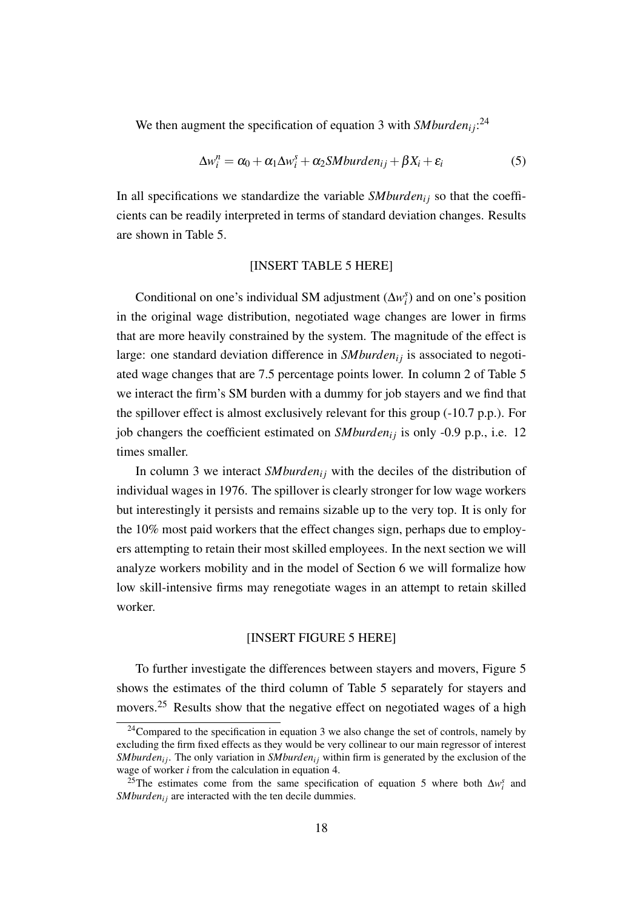We then augment the specification of equation 3 with $SMburden_{ij}$:[24]

$$\Delta w_i^n = \alpha_0 + \alpha_1 \Delta w_i^s + \alpha_2 SMburden_{ij} + \beta X_i + \varepsilon_i \tag{5}$$

In all specifications we standardize the variable $SMburden_{ij}$ so that the coefficients can be readily interpreted in terms of standard deviation changes. Results are shown in Table 5.

[INSERT TABLE 5 HERE]

Conditional on one's individual SM adjustment ($\Delta w_i^s$) and on one's position in the original wage distribution, negotiated wage changes are lower in firms that are more heavily constrained by the system. The magnitude of the effect is large: one standard deviation difference in $SMburden_{ij}$ is associated to negotiated wage changes that are 7.5 percentage points lower. In column 2 of Table 5 we interact the firm's SM burden with a dummy for job stayers and we find that the spillover effect is almost exclusively relevant for this group (-10.7 p.p.). For job changers the coefficient estimated on $SMburden_{ij}$ is only -0.9 p.p., i.e. 12 times smaller.

In column 3 we interact $SMburden_{ij}$ with the deciles of the distribution of individual wages in 1976. The spillover is clearly stronger for low wage workers but interestingly it persists and remains sizable up to the very top. It is only for the 10% most paid workers that the effect changes sign, perhaps due to employers attempting to retain their most skilled employees. In the next section we will analyze workers mobility and in the model of Section 6 we will formalize how low skill-intensive firms may renegotiate wages in an attempt to retain skilled worker.

[INSERT FIGURE 5 HERE]

To further investigate the differences between stayers and movers, Figure 5 shows the estimates of the third column of Table 5 separately for stayers and movers.[25] Results show that the negative effect on negotiated wages of a high

[24] Compared to the specification in equation 3 we also change the set of controls, namely by excluding the firm fixed effects as they would be very collinear to our main regressor of interest $SMburden_{ij}$. The only variation in $SMburden_{ij}$ within firm is generated by the exclusion of the wage of worker $i$ from the calculation in equation 4.

[25] The estimates come from the same specification of equation 5 where both $\Delta w_i^s$ and $SMburden_{ij}$ are interacted with the ten decile dummies.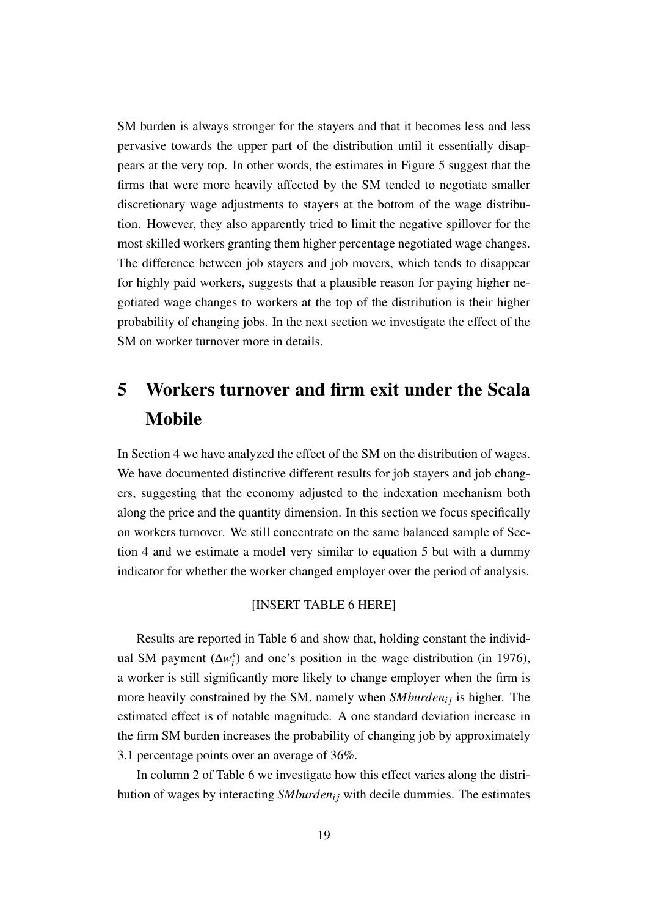SM burden is always stronger for the stayers and that it becomes less and less pervasive towards the upper part of the distribution until it essentially disappears at the very top. In other words, the estimates in Figure 5 suggest that the firms that were more heavily affected by the SM tended to negotiate smaller discretionary wage adjustments to stayers at the bottom of the wage distribution. However, they also apparently tried to limit the negative spillover for the most skilled workers granting them higher percentage negotiated wage changes. The difference between job stayers and job movers, which tends to disappear for highly paid workers, suggests that a plausible reason for paying higher negotiated wage changes to workers at the top of the distribution is their higher probability of changing jobs. In the next section we investigate the effect of the SM on worker turnover more in details.

# 5 Workers turnover and firm exit under the Scala Mobile

In Section 4 we have analyzed the effect of the SM on the distribution of wages. We have documented distinctive different results for job stayers and job changers, suggesting that the economy adjusted to the indexation mechanism both along the price and the quantity dimension. In this section we focus specifically on workers turnover. We still concentrate on the same balanced sample of Section 4 and we estimate a model very similar to equation 5 but with a dummy indicator for whether the worker changed employer over the period of analysis.

[INSERT TABLE 6 HERE]

Results are reported in Table 6 and show that, holding constant the individual SM payment ($\Delta w_i^s$) and one's position in the wage distribution (in 1976), a worker is still significantly more likely to change employer when the firm is more heavily constrained by the SM, namely when $SMburden_{ij}$ is higher. The estimated effect is of notable magnitude. A one standard deviation increase in the firm SM burden increases the probability of changing job by approximately 3.1 percentage points over an average of 36%.

In column 2 of Table 6 we investigate how this effect varies along the distribution of wages by interacting $SMburden_{ij}$ with decile dummies. The estimates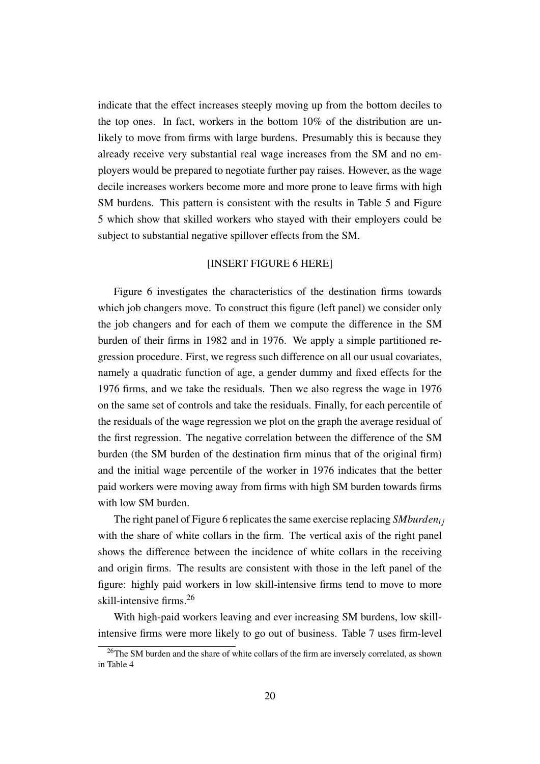indicate that the effect increases steeply moving up from the bottom deciles to the top ones. In fact, workers in the bottom 10% of the distribution are unlikely to move from firms with large burdens. Presumably this is because they already receive very substantial real wage increases from the SM and no employers would be prepared to negotiate further pay raises. However, as the wage decile increases workers become more and more prone to leave firms with high SM burdens. This pattern is consistent with the results in Table 5 and Figure 5 which show that skilled workers who stayed with their employers could be subject to substantial negative spillover effects from the SM.

[INSERT FIGURE 6 HERE]

Figure 6 investigates the characteristics of the destination firms towards which job changers move. To construct this figure (left panel) we consider only the job changers and for each of them we compute the difference in the SM burden of their firms in 1982 and in 1976. We apply a simple partitioned regression procedure. First, we regress such difference on all our usual covariates, namely a quadratic function of age, a gender dummy and fixed effects for the 1976 firms, and we take the residuals. Then we also regress the wage in 1976 on the same set of controls and take the residuals. Finally, for each percentile of the residuals of the wage regression we plot on the graph the average residual of the first regression. The negative correlation between the difference of the SM burden (the SM burden of the destination firm minus that of the original firm) and the initial wage percentile of the worker in 1976 indicates that the better paid workers were moving away from firms with high SM burden towards firms with low SM burden.

The right panel of Figure 6 replicates the same exercise replacing $SMburden_{ij}$ with the share of white collars in the firm. The vertical axis of the right panel shows the difference between the incidence of white collars in the receiving and origin firms. The results are consistent with those in the left panel of the figure: highly paid workers in low skill-intensive firms tend to move to more skill-intensive firms.[26]

With high-paid workers leaving and ever increasing SM burdens, low skill-intensive firms were more likely to go out of business. Table 7 uses firm-level

[26] The SM burden and the share of white collars of the firm are inversely correlated, as shown in Table 4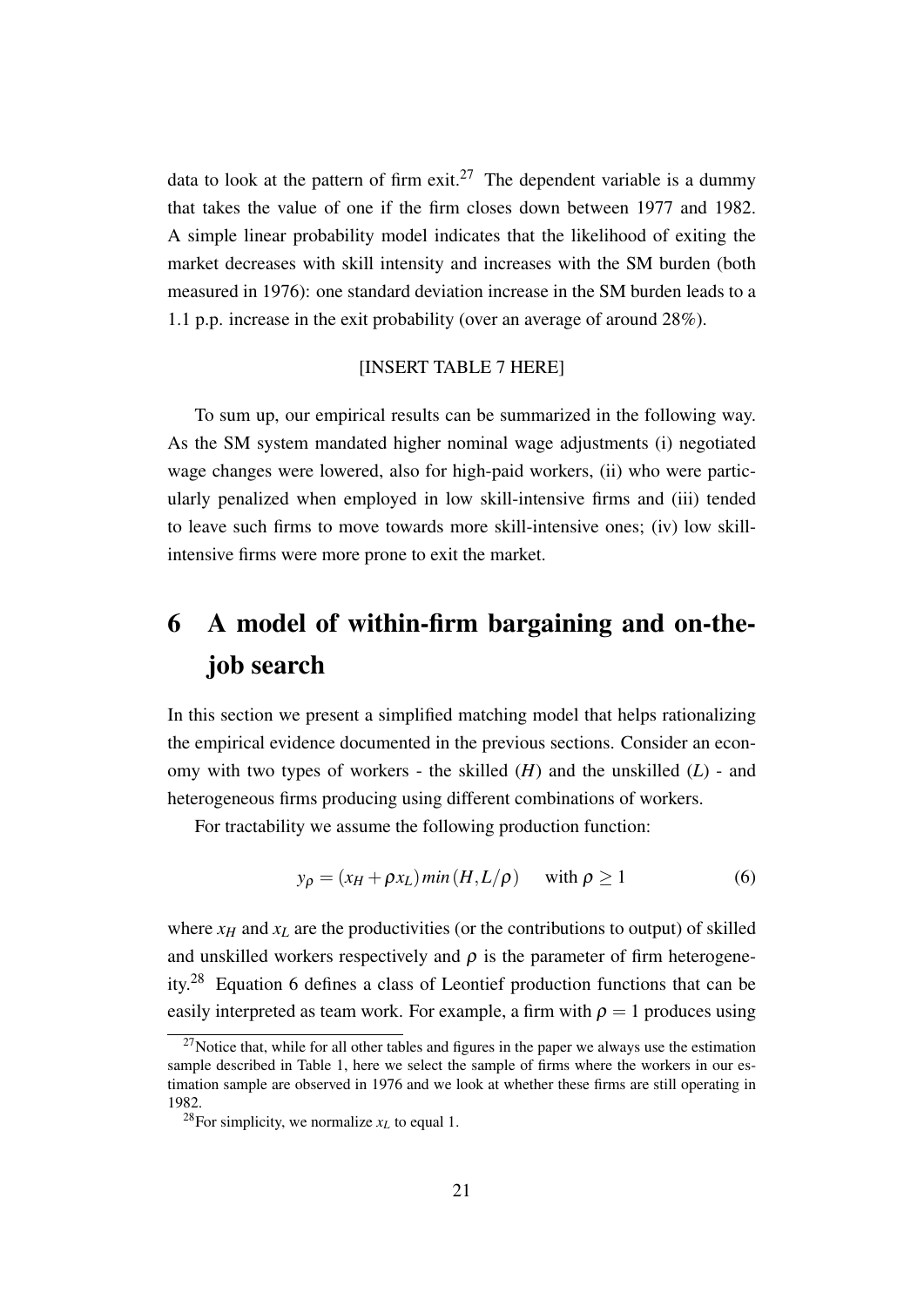data to look at the pattern of firm exit.[27] The dependent variable is a dummy that takes the value of one if the firm closes down between 1977 and 1982. A simple linear probability model indicates that the likelihood of exiting the market decreases with skill intensity and increases with the SM burden (both measured in 1976): one standard deviation increase in the SM burden leads to a 1.1 p.p. increase in the exit probability (over an average of around 28%).

[INSERT TABLE 7 HERE]

To sum up, our empirical results can be summarized in the following way. As the SM system mandated higher nominal wage adjustments (i) negotiated wage changes were lowered, also for high-paid workers, (ii) who were particularly penalized when employed in low skill-intensive firms and (iii) tended to leave such firms to move towards more skill-intensive ones; (iv) low skill-intensive firms were more prone to exit the market.

# 6 A model of within-firm bargaining and on-the-job search

In this section we present a simplified matching model that helps rationalizing the empirical evidence documented in the previous sections. Consider an economy with two types of workers - the skilled ($H$) and the unskilled ($L$) - and heterogeneous firms producing using different combinations of workers.

For tractability we assume the following production function:

$$y_\rho = (x_H + \rho x_L)\, min(H, L/\rho) \quad \text{ with } \rho \geq 1 \tag{6}$$

where $x_H$ and $x_L$ are the productivities (or the contributions to output) of skilled and unskilled workers respectively and $\rho$ is the parameter of firm heterogeneity.[28] Equation 6 defines a class of Leontief production functions that can be easily interpreted as team work. For example, a firm with $\rho = 1$ produces using

[27] Notice that, while for all other tables and figures in the paper we always use the estimation sample described in Table 1, here we select the sample of firms where the workers in our estimation sample are observed in 1976 and we look at whether these firms are still operating in 1982.

[28] For simplicity, we normalize $x_L$ to equal 1.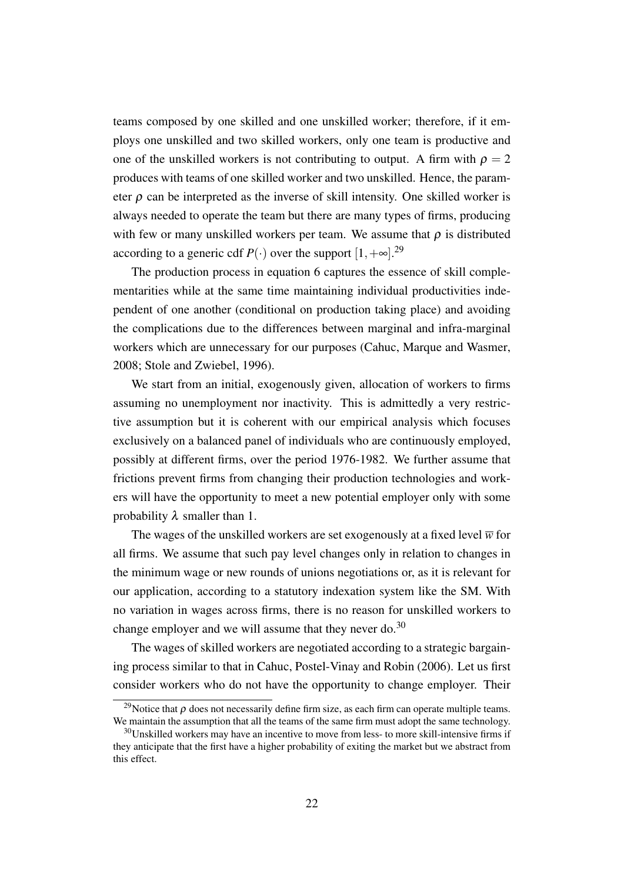teams composed by one skilled and one unskilled worker; therefore, if it employs one unskilled and two skilled workers, only one team is productive and one of the unskilled workers is not contributing to output. A firm with $\rho = 2$ produces with teams of one skilled worker and two unskilled. Hence, the parameter $\rho$ can be interpreted as the inverse of skill intensity. One skilled worker is always needed to operate the team but there are many types of firms, producing with few or many unskilled workers per team. We assume that $\rho$ is distributed according to a generic cdf $P(\cdot)$ over the support $[1, +\infty]$.[29]

The production process in equation 6 captures the essence of skill complementarities while at the same time maintaining individual productivities independent of one another (conditional on production taking place) and avoiding the complications due to the differences between marginal and infra-marginal workers which are unnecessary for our purposes (Cahuc, Marque and Wasmer, 2008; Stole and Zwiebel, 1996).

We start from an initial, exogenously given, allocation of workers to firms assuming no unemployment nor inactivity. This is admittedly a very restrictive assumption but it is coherent with our empirical analysis which focuses exclusively on a balanced panel of individuals who are continuously employed, possibly at different firms, over the period 1976-1982. We further assume that frictions prevent firms from changing their production technologies and workers will have the opportunity to meet a new potential employer only with some probability $\lambda$ smaller than 1.

The wages of the unskilled workers are set exogenously at a fixed level $\overline{w}$ for all firms. We assume that such pay level changes only in relation to changes in the minimum wage or new rounds of unions negotiations or, as it is relevant for our application, according to a statutory indexation system like the SM. With no variation in wages across firms, there is no reason for unskilled workers to change employer and we will assume that they never do.[30]

The wages of skilled workers are negotiated according to a strategic bargaining process similar to that in Cahuc, Postel-Vinay and Robin (2006). Let us first consider workers who do not have the opportunity to change employer. Their

[29] Notice that $\rho$ does not necessarily define firm size, as each firm can operate multiple teams. We maintain the assumption that all the teams of the same firm must adopt the same technology.

[30] Unskilled workers may have an incentive to move from less- to more skill-intensive firms if they anticipate that the first have a higher probability of exiting the market but we abstract from this effect.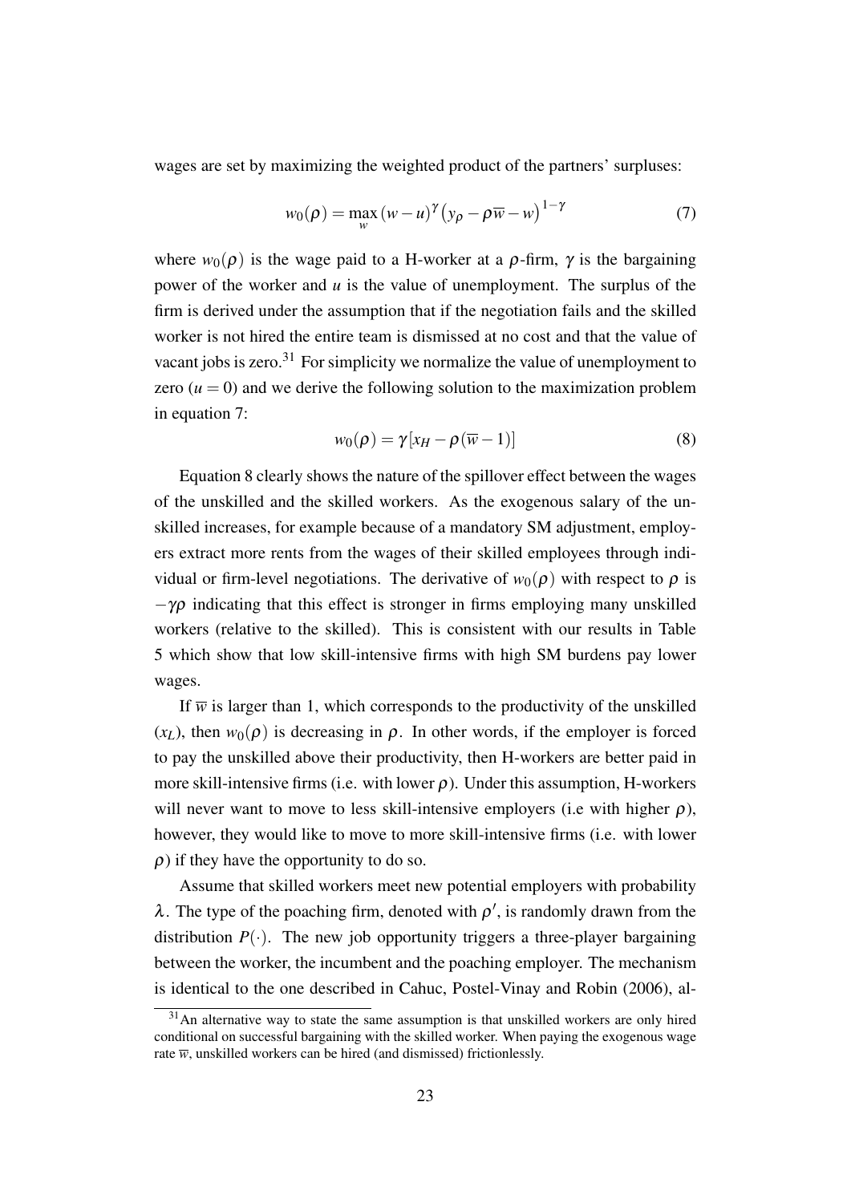wages are set by maximizing the weighted product of the partners' surpluses:

$$w_0(\rho) = \max_w (w - u)^\gamma \left(y_\rho - \rho\overline{w} - w\right)^{1-\gamma} \tag{7}$$

where $w_0(\rho)$ is the wage paid to a H-worker at a $\rho$-firm, $\gamma$ is the bargaining power of the worker and $u$ is the value of unemployment. The surplus of the firm is derived under the assumption that if the negotiation fails and the skilled worker is not hired the entire team is dismissed at no cost and that the value of vacant jobs is zero.[31] For simplicity we normalize the value of unemployment to zero ($u = 0$) and we derive the following solution to the maximization problem in equation 7:

$$w_0(\rho) = \gamma[x_H - \rho(\overline{w} - 1)] \tag{8}$$

Equation 8 clearly shows the nature of the spillover effect between the wages of the unskilled and the skilled workers. As the exogenous salary of the unskilled increases, for example because of a mandatory SM adjustment, employers extract more rents from the wages of their skilled employees through individual or firm-level negotiations. The derivative of $w_0(\rho)$ with respect to $\rho$ is $-\gamma\rho$ indicating that this effect is stronger in firms employing many unskilled workers (relative to the skilled). This is consistent with our results in Table 5 which show that low skill-intensive firms with high SM burdens pay lower wages.

If $\overline{w}$ is larger than 1, which corresponds to the productivity of the unskilled ($x_L$), then $w_0(\rho)$ is decreasing in $\rho$. In other words, if the employer is forced to pay the unskilled above their productivity, then H-workers are better paid in more skill-intensive firms (i.e. with lower $\rho$). Under this assumption, H-workers will never want to move to less skill-intensive employers (i.e with higher $\rho$), however, they would like to move to more skill-intensive firms (i.e. with lower $\rho$) if they have the opportunity to do so.

Assume that skilled workers meet new potential employers with probability $\lambda$. The type of the poaching firm, denoted with $\rho'$, is randomly drawn from the distribution $P(\cdot)$. The new job opportunity triggers a three-player bargaining between the worker, the incumbent and the poaching employer. The mechanism is identical to the one described in Cahuc, Postel-Vinay and Robin (2006), al-

[31] An alternative way to state the same assumption is that unskilled workers are only hired conditional on successful bargaining with the skilled worker. When paying the exogenous wage rate $\overline{w}$, unskilled workers can be hired (and dismissed) frictionlessly.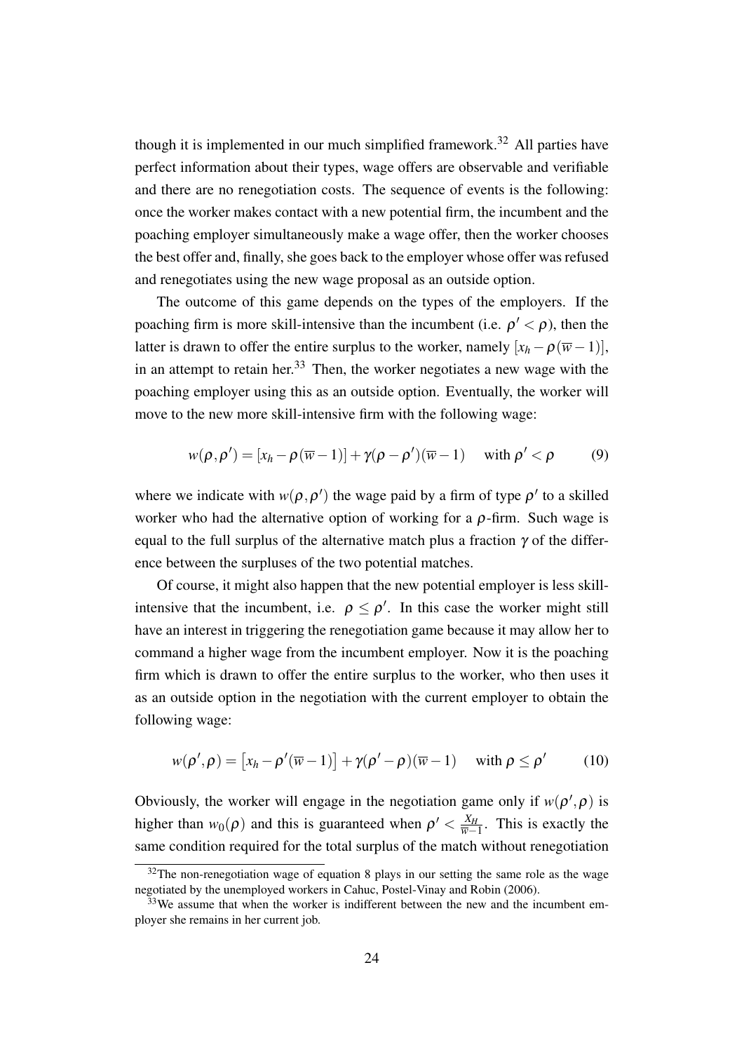though it is implemented in our much simplified framework.[32] All parties have perfect information about their types, wage offers are observable and verifiable and there are no renegotiation costs. The sequence of events is the following: once the worker makes contact with a new potential firm, the incumbent and the poaching employer simultaneously make a wage offer, then the worker chooses the best offer and, finally, she goes back to the employer whose offer was refused and renegotiates using the new wage proposal as an outside option.

The outcome of this game depends on the types of the employers. If the poaching firm is more skill-intensive than the incumbent (i.e. $\rho' < \rho$), then the latter is drawn to offer the entire surplus to the worker, namely $[x_h - \rho(\overline{w} - 1)]$, in an attempt to retain her.[33] Then, the worker negotiates a new wage with the poaching employer using this as an outside option. Eventually, the worker will move to the new more skill-intensive firm with the following wage:

$$w(\rho, \rho') = [x_h - \rho(\overline{w} - 1)] + \gamma(\rho - \rho')(\overline{w} - 1) \quad \text{with } \rho' < \rho \tag{9}$$

where we indicate with $w(\rho, \rho')$ the wage paid by a firm of type $\rho'$ to a skilled worker who had the alternative option of working for a $\rho$-firm. Such wage is equal to the full surplus of the alternative match plus a fraction $\gamma$ of the difference between the surpluses of the two potential matches.

Of course, it might also happen that the new potential employer is less skill-intensive that the incumbent, i.e. $\rho \leq \rho'$. In this case the worker might still have an interest in triggering the renegotiation game because it may allow her to command a higher wage from the incumbent employer. Now it is the poaching firm which is drawn to offer the entire surplus to the worker, who then uses it as an outside option in the negotiation with the current employer to obtain the following wage:

$$w(\rho', \rho) = \left[x_h - \rho'(\overline{w} - 1)\right] + \gamma(\rho' - \rho)(\overline{w} - 1) \quad \text{with } \rho \leq \rho' \tag{10}$$

Obviously, the worker will engage in the negotiation game only if $w(\rho', \rho)$ is higher than $w_0(\rho)$ and this is guaranteed when $\rho' < \frac{X_H}{\overline{w}-1}$. This is exactly the same condition required for the total surplus of the match without renegotiation

[32] The non-renegotiation wage of equation 8 plays in our setting the same role as the wage negotiated by the unemployed workers in Cahuc, Postel-Vinay and Robin (2006).

[33] We assume that when the worker is indifferent between the new and the incumbent employer she remains in her current job.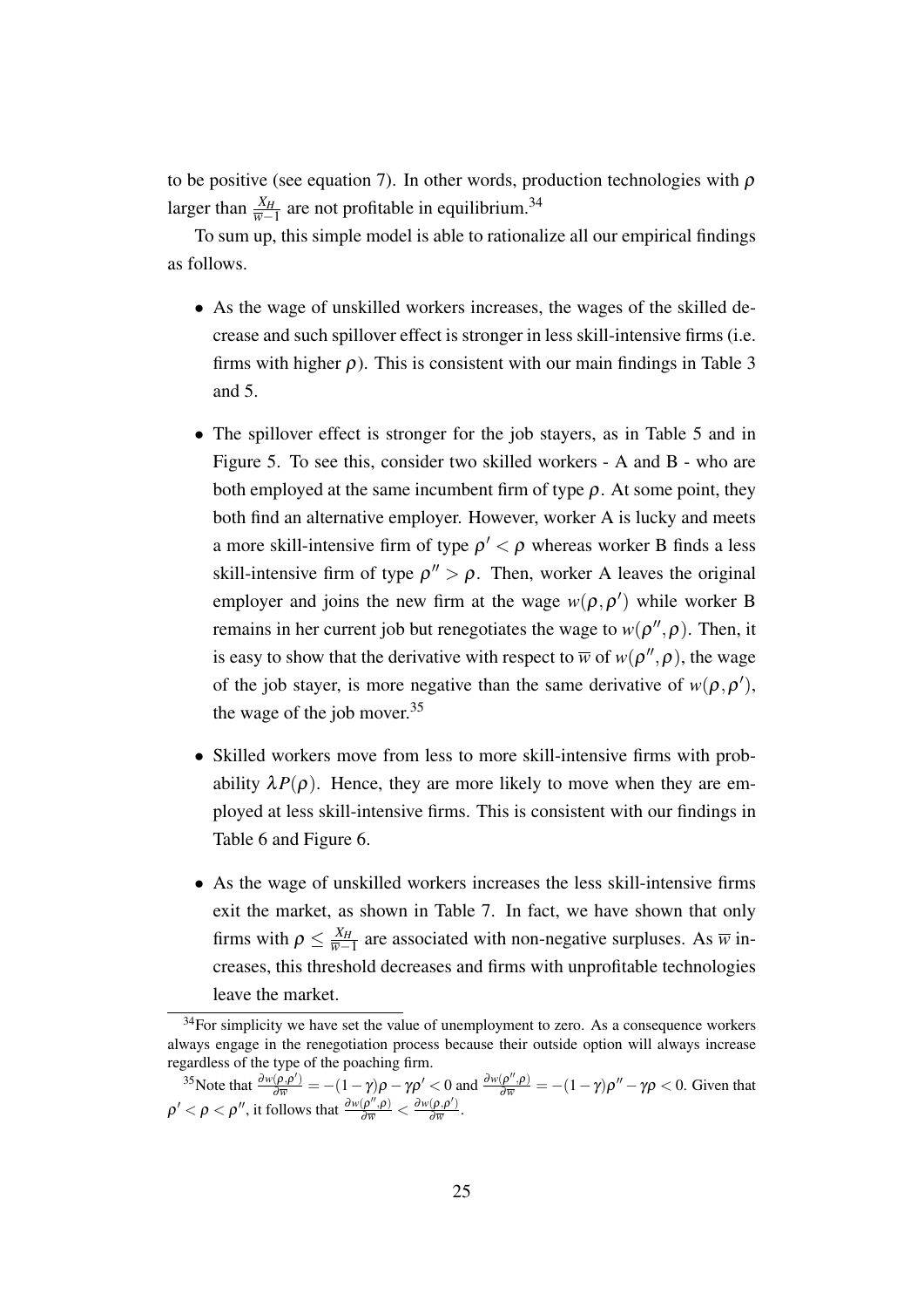to be positive (see equation 7). In other words, production technologies with $\rho$ larger than $\frac{X_H}{\overline{w}-1}$ are not profitable in equilibrium.[34]

To sum up, this simple model is able to rationalize all our empirical findings as follows.

- As the wage of unskilled workers increases, the wages of the skilled decrease and such spillover effect is stronger in less skill-intensive firms (i.e. firms with higher $\rho$). This is consistent with our main findings in Table 3 and 5.

- The spillover effect is stronger for the job stayers, as in Table 5 and in Figure 5. To see this, consider two skilled workers - A and B - who are both employed at the same incumbent firm of type $\rho$. At some point, they both find an alternative employer. However, worker A is lucky and meets a more skill-intensive firm of type $\rho' < \rho$ whereas worker B finds a less skill-intensive firm of type $\rho'' > \rho$. Then, worker A leaves the original employer and joins the new firm at the wage $w(\rho, \rho')$ while worker B remains in her current job but renegotiates the wage to $w(\rho'', \rho)$. Then, it is easy to show that the derivative with respect to $\overline{w}$ of $w(\rho'', \rho)$, the wage of the job stayer, is more negative than the same derivative of $w(\rho, \rho')$, the wage of the job mover.[35]

- Skilled workers move from less to more skill-intensive firms with probability $\lambda P(\rho)$. Hence, they are more likely to move when they are employed at less skill-intensive firms. This is consistent with our findings in Table 6 and Figure 6.

- As the wage of unskilled workers increases the less skill-intensive firms exit the market, as shown in Table 7. In fact, we have shown that only firms with $\rho \leq \frac{X_H}{\overline{w}-1}$ are associated with non-negative surpluses. As $\overline{w}$ increases, this threshold decreases and firms with unprofitable technologies leave the market.

[34] For simplicity we have set the value of unemployment to zero. As a consequence workers always engage in the renegotiation process because their outside option will always increase regardless of the type of the poaching firm.

[35] Note that $\frac{\partial w(\rho,\rho')}{\partial \overline{w}} = -(1-\gamma)\rho - \gamma\rho' < 0$ and $\frac{\partial w(\rho'',\rho)}{\partial \overline{w}} = -(1-\gamma)\rho'' - \gamma\rho < 0$. Given that $\rho' < \rho < \rho''$, it follows that $\frac{\partial w(\rho'',\rho)}{\partial \overline{w}} < \frac{\partial w(\rho,\rho')}{\partial \overline{w}}$.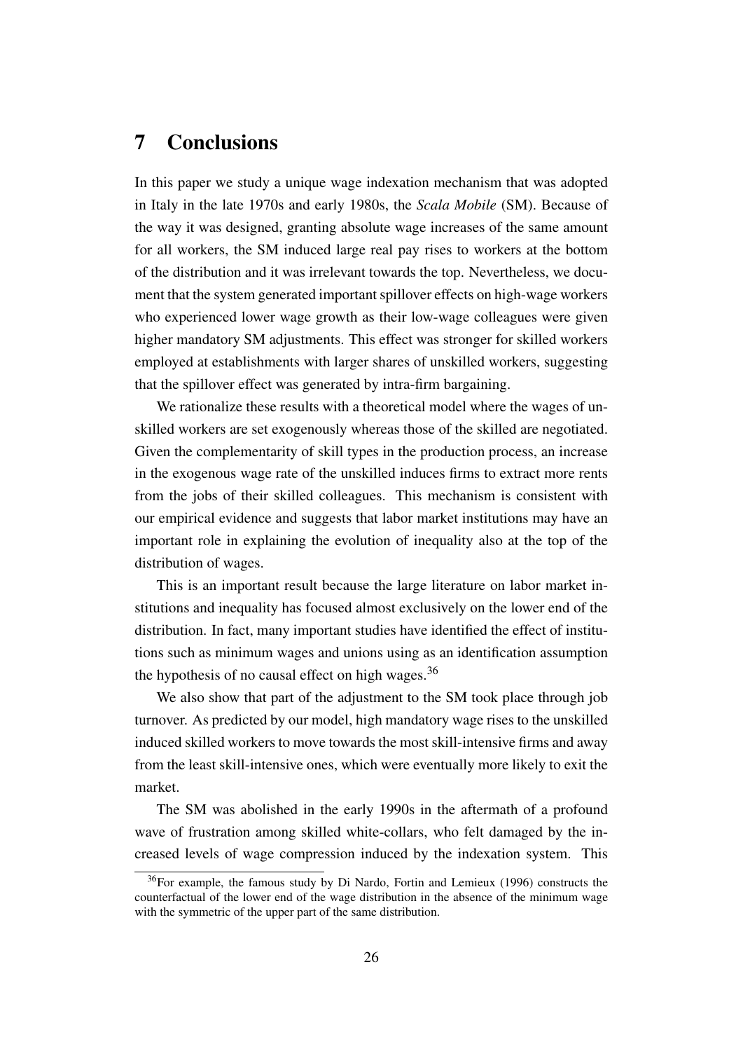# 7 Conclusions

In this paper we study a unique wage indexation mechanism that was adopted in Italy in the late 1970s and early 1980s, the *Scala Mobile* (SM). Because of the way it was designed, granting absolute wage increases of the same amount for all workers, the SM induced large real pay rises to workers at the bottom of the distribution and it was irrelevant towards the top. Nevertheless, we document that the system generated important spillover effects on high-wage workers who experienced lower wage growth as their low-wage colleagues were given higher mandatory SM adjustments. This effect was stronger for skilled workers employed at establishments with larger shares of unskilled workers, suggesting that the spillover effect was generated by intra-firm bargaining.

We rationalize these results with a theoretical model where the wages of unskilled workers are set exogenously whereas those of the skilled are negotiated. Given the complementarity of skill types in the production process, an increase in the exogenous wage rate of the unskilled induces firms to extract more rents from the jobs of their skilled colleagues. This mechanism is consistent with our empirical evidence and suggests that labor market institutions may have an important role in explaining the evolution of inequality also at the top of the distribution of wages.

This is an important result because the large literature on labor market institutions and inequality has focused almost exclusively on the lower end of the distribution. In fact, many important studies have identified the effect of institutions such as minimum wages and unions using as an identification assumption the hypothesis of no causal effect on high wages.[36]

We also show that part of the adjustment to the SM took place through job turnover. As predicted by our model, high mandatory wage rises to the unskilled induced skilled workers to move towards the most skill-intensive firms and away from the least skill-intensive ones, which were eventually more likely to exit the market.

The SM was abolished in the early 1990s in the aftermath of a profound wave of frustration among skilled white-collars, who felt damaged by the increased levels of wage compression induced by the indexation system. This

[36] For example, the famous study by Di Nardo, Fortin and Lemieux (1996) constructs the counterfactual of the lower end of the wage distribution in the absence of the minimum wage with the symmetric of the upper part of the same distribution.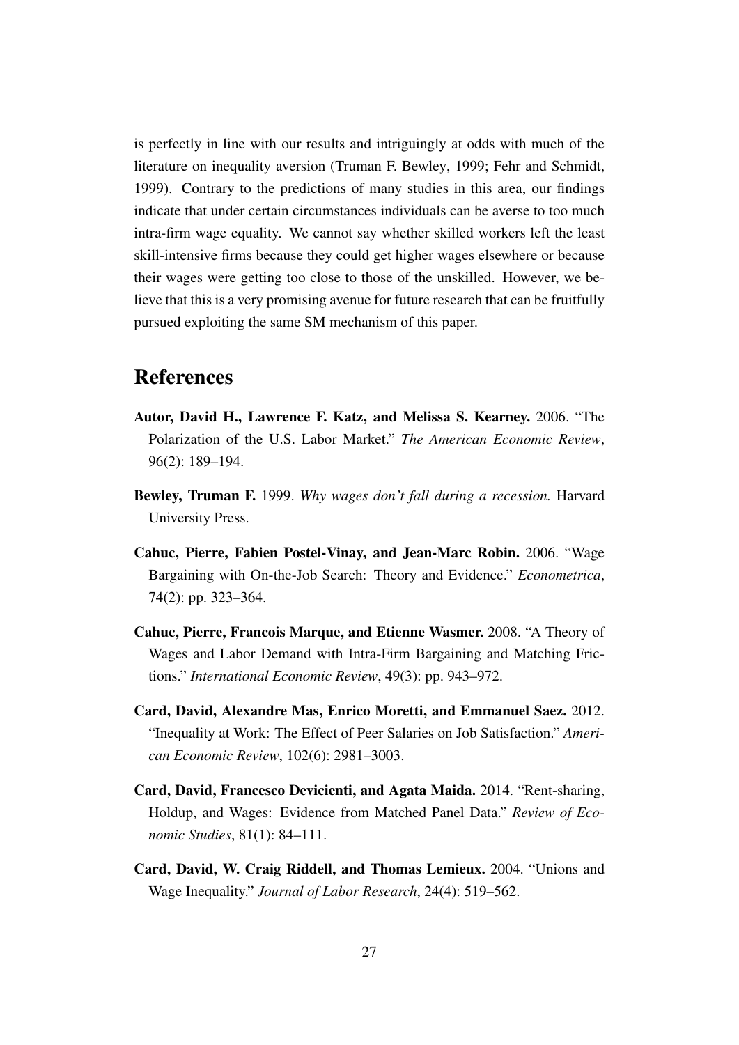is perfectly in line with our results and intriguingly at odds with much of the literature on inequality aversion (Truman F. Bewley, 1999; Fehr and Schmidt, 1999). Contrary to the predictions of many studies in this area, our findings indicate that under certain circumstances individuals can be averse to too much intra-firm wage equality. We cannot say whether skilled workers left the least skill-intensive firms because they could get higher wages elsewhere or because their wages were getting too close to those of the unskilled. However, we believe that this is a very promising avenue for future research that can be fruitfully pursued exploiting the same SM mechanism of this paper.

## References

**Autor, David H., Lawrence F. Katz, and Melissa S. Kearney.** 2006. "The Polarization of the U.S. Labor Market." *The American Economic Review*, 96(2): 189–194.

**Bewley, Truman F.** 1999. *Why wages don't fall during a recession.* Harvard University Press.

**Cahuc, Pierre, Fabien Postel-Vinay, and Jean-Marc Robin.** 2006. "Wage Bargaining with On-the-Job Search: Theory and Evidence." *Econometrica*, 74(2): pp. 323–364.

**Cahuc, Pierre, Francois Marque, and Etienne Wasmer.** 2008. "A Theory of Wages and Labor Demand with Intra-Firm Bargaining and Matching Frictions." *International Economic Review*, 49(3): pp. 943–972.

**Card, David, Alexandre Mas, Enrico Moretti, and Emmanuel Saez.** 2012. "Inequality at Work: The Effect of Peer Salaries on Job Satisfaction." *American Economic Review*, 102(6): 2981–3003.

**Card, David, Francesco Devicienti, and Agata Maida.** 2014. "Rent-sharing, Holdup, and Wages: Evidence from Matched Panel Data." *Review of Economic Studies*, 81(1): 84–111.

**Card, David, W. Craig Riddell, and Thomas Lemieux.** 2004. "Unions and Wage Inequality." *Journal of Labor Research*, 24(4): 519–562.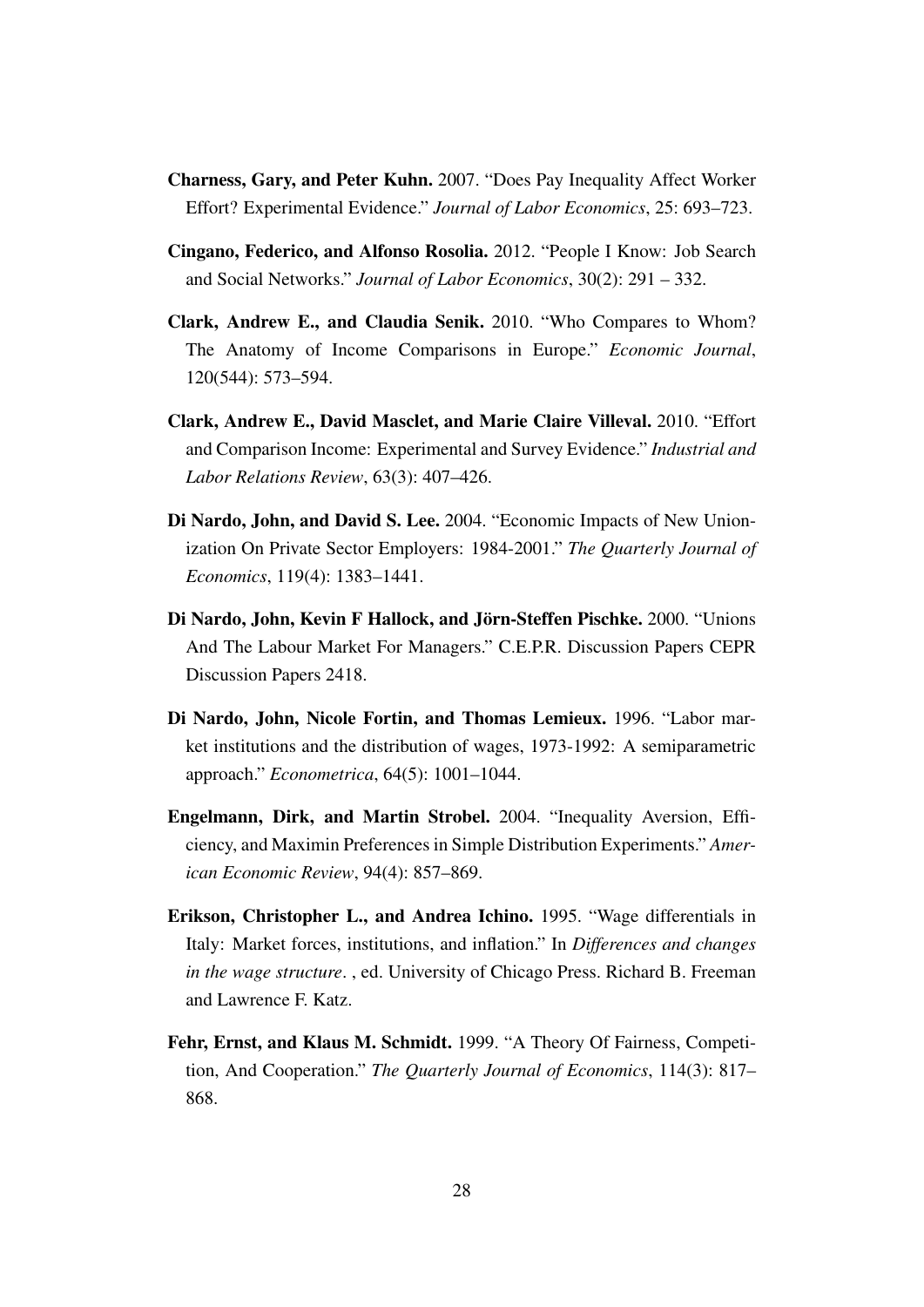**Charness, Gary, and Peter Kuhn.** 2007. "Does Pay Inequality Affect Worker Effort? Experimental Evidence." *Journal of Labor Economics*, 25: 693–723.

**Cingano, Federico, and Alfonso Rosolia.** 2012. "People I Know: Job Search and Social Networks." *Journal of Labor Economics*, 30(2): 291 – 332.

**Clark, Andrew E., and Claudia Senik.** 2010. "Who Compares to Whom? The Anatomy of Income Comparisons in Europe." *Economic Journal*, 120(544): 573–594.

**Clark, Andrew E., David Masclet, and Marie Claire Villeval.** 2010. "Effort and Comparison Income: Experimental and Survey Evidence." *Industrial and Labor Relations Review*, 63(3): 407–426.

**Di Nardo, John, and David S. Lee.** 2004. "Economic Impacts of New Unionization On Private Sector Employers: 1984-2001." *The Quarterly Journal of Economics*, 119(4): 1383–1441.

**Di Nardo, John, Kevin F Hallock, and Jörn-Steffen Pischke.** 2000. "Unions And The Labour Market For Managers." C.E.P.R. Discussion Papers CEPR Discussion Papers 2418.

**Di Nardo, John, Nicole Fortin, and Thomas Lemieux.** 1996. "Labor market institutions and the distribution of wages, 1973-1992: A semiparametric approach." *Econometrica*, 64(5): 1001–1044.

**Engelmann, Dirk, and Martin Strobel.** 2004. "Inequality Aversion, Efficiency, and Maximin Preferences in Simple Distribution Experiments." *American Economic Review*, 94(4): 857–869.

**Erikson, Christopher L., and Andrea Ichino.** 1995. "Wage differentials in Italy: Market forces, institutions, and inflation." In *Differences and changes in the wage structure*. , ed. University of Chicago Press. Richard B. Freeman and Lawrence F. Katz.

**Fehr, Ernst, and Klaus M. Schmidt.** 1999. "A Theory Of Fairness, Competition, And Cooperation." *The Quarterly Journal of Economics*, 114(3): 817–868.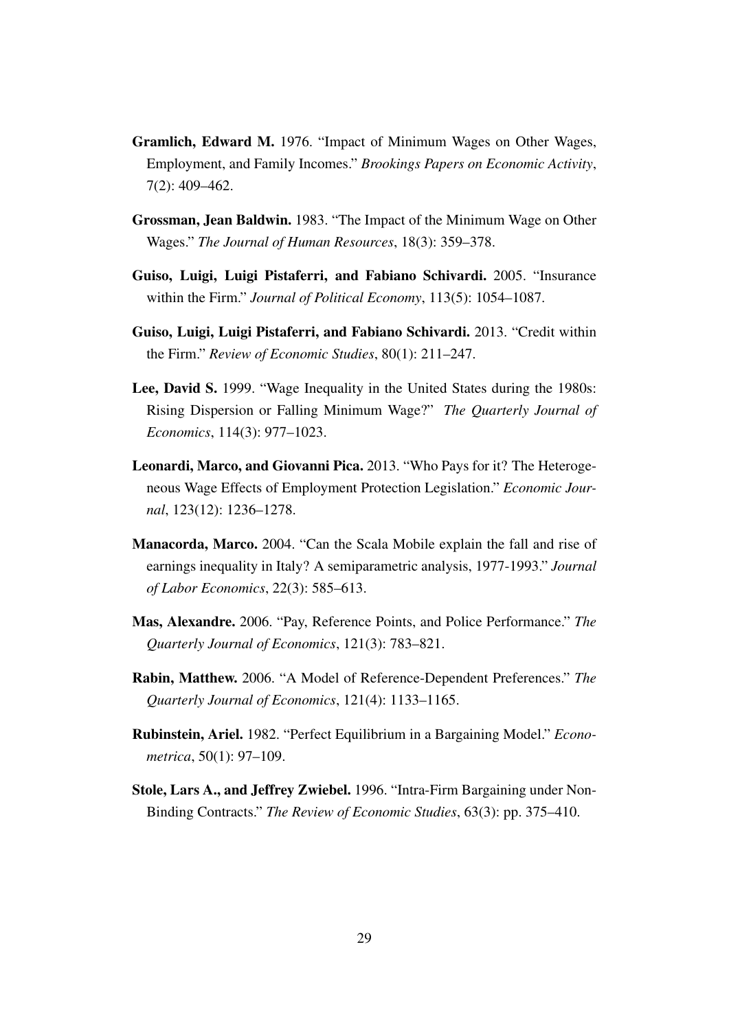**Gramlich, Edward M.** 1976. "Impact of Minimum Wages on Other Wages, Employment, and Family Incomes." *Brookings Papers on Economic Activity*, 7(2): 409–462.

**Grossman, Jean Baldwin.** 1983. "The Impact of the Minimum Wage on Other Wages." *The Journal of Human Resources*, 18(3): 359–378.

**Guiso, Luigi, Luigi Pistaferri, and Fabiano Schivardi.** 2005. "Insurance within the Firm." *Journal of Political Economy*, 113(5): 1054–1087.

**Guiso, Luigi, Luigi Pistaferri, and Fabiano Schivardi.** 2013. "Credit within the Firm." *Review of Economic Studies*, 80(1): 211–247.

**Lee, David S.** 1999. "Wage Inequality in the United States during the 1980s: Rising Dispersion or Falling Minimum Wage?" *The Quarterly Journal of Economics*, 114(3): 977–1023.

**Leonardi, Marco, and Giovanni Pica.** 2013. "Who Pays for it? The Heterogeneous Wage Effects of Employment Protection Legislation." *Economic Journal*, 123(12): 1236–1278.

**Manacorda, Marco.** 2004. "Can the Scala Mobile explain the fall and rise of earnings inequality in Italy? A semiparametric analysis, 1977-1993." *Journal of Labor Economics*, 22(3): 585–613.

**Mas, Alexandre.** 2006. "Pay, Reference Points, and Police Performance." *The Quarterly Journal of Economics*, 121(3): 783–821.

**Rabin, Matthew.** 2006. "A Model of Reference-Dependent Preferences." *The Quarterly Journal of Economics*, 121(4): 1133–1165.

**Rubinstein, Ariel.** 1982. "Perfect Equilibrium in a Bargaining Model." *Econometrica*, 50(1): 97–109.

**Stole, Lars A., and Jeffrey Zwiebel.** 1996. "Intra-Firm Bargaining under Non-Binding Contracts." *The Review of Economic Studies*, 63(3): pp. 375–410.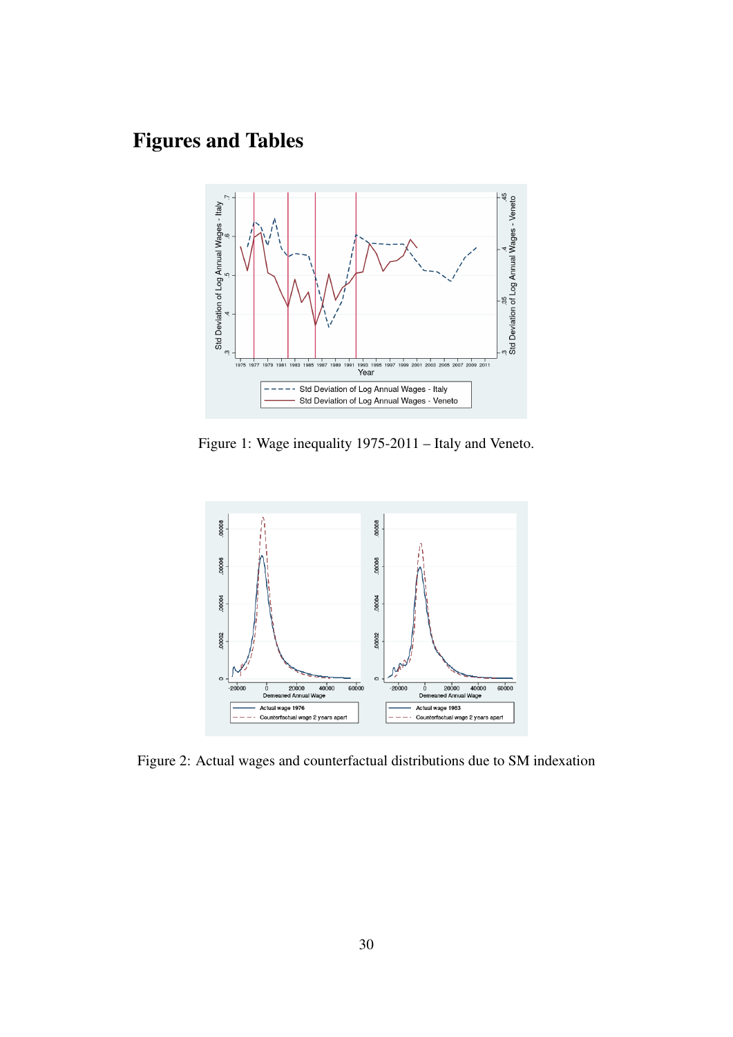# Figures and Tables

Figure 1: Wage inequality 1975-2011 – Italy and Veneto.

Figure 2: Actual wages and counterfactual distributions due to SM indexation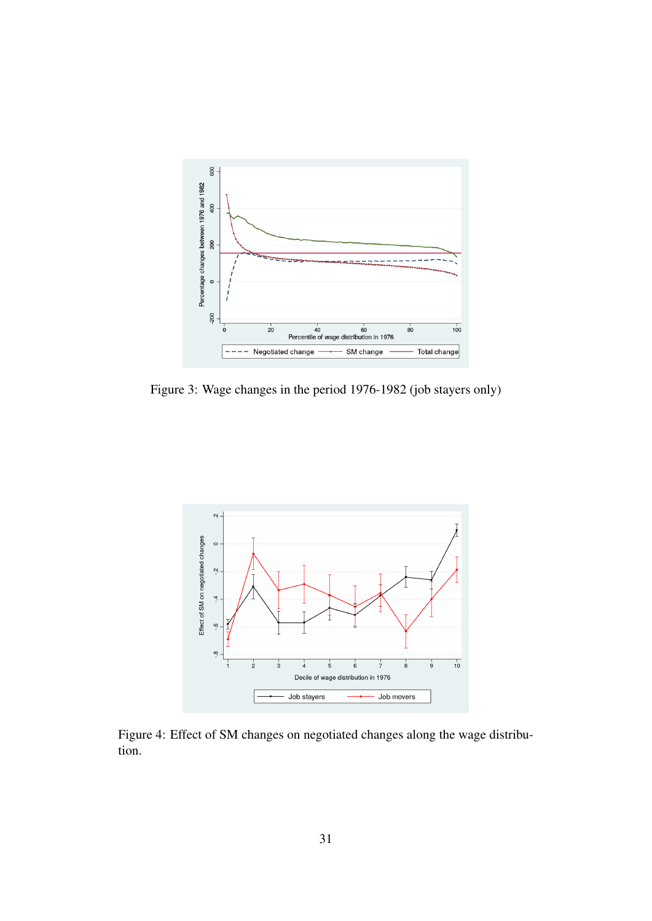Figure 3: Wage changes in the period 1976-1982 (job stayers only)

Figure 4: Effect of SM changes on negotiated changes along the wage distribution.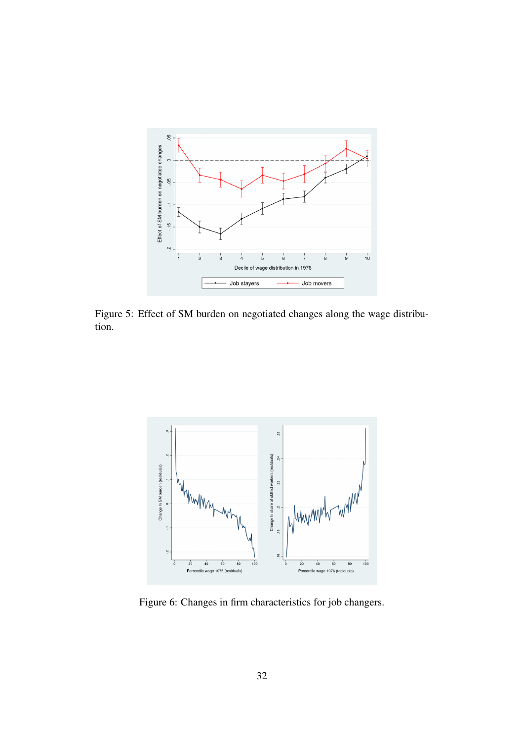Figure 5: Effect of SM burden on negotiated changes along the wage distribution.

Figure 6: Changes in firm characteristics for job changers.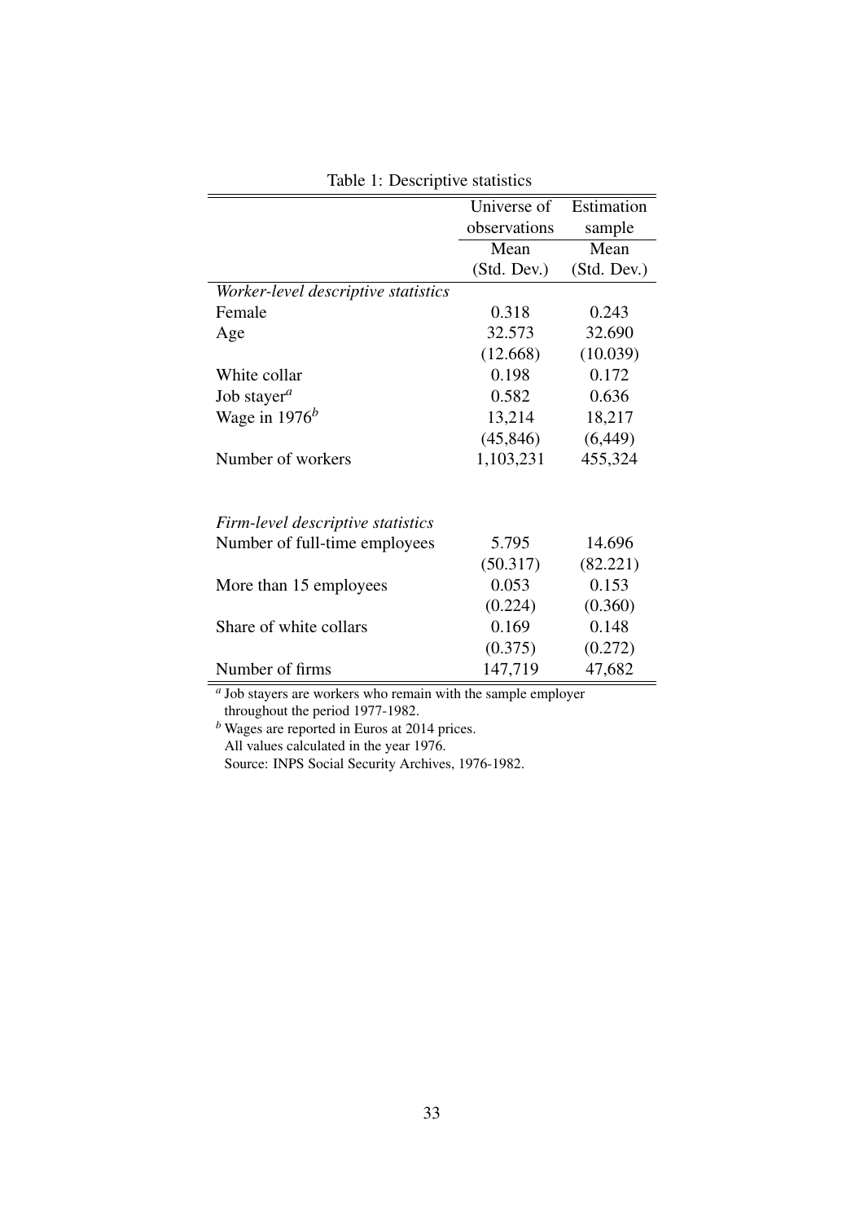Table 1: Descriptive statistics

| | Universe of observations | Estimation sample |
|---|---|---|
| | Mean (Std. Dev.) | Mean (Std. Dev.) |
| *Worker-level descriptive statistics* | | |
| Female | 0.318 | 0.243 |
| Age | 32.573 | 32.690 |
| | (12.668) | (10.039) |
| White collar | 0.198 | 0.172 |
| Job stayer[a] | 0.582 | 0.636 |
| Wage in 1976[b] | 13,214 | 18,217 |
| | (45,846) | (6,449) |
| Number of workers | 1,103,231 | 455,324 |
| | | |
| *Firm-level descriptive statistics* | | |
| Number of full-time employees | 5.795 | 14.696 |
| | (50.317) | (82.221) |
| More than 15 employees | 0.053 | 0.153 |
| | (0.224) | (0.360) |
| Share of white collars | 0.169 | 0.148 |
| | (0.375) | (0.272) |
| Number of firms | 147,719 | 47,682 |

[a] Job stayers are workers who remain with the sample employer throughout the period 1977-1982.
[b] Wages are reported in Euros at 2014 prices.
All values calculated in the year 1976.
Source: INPS Social Security Archives, 1976-1982.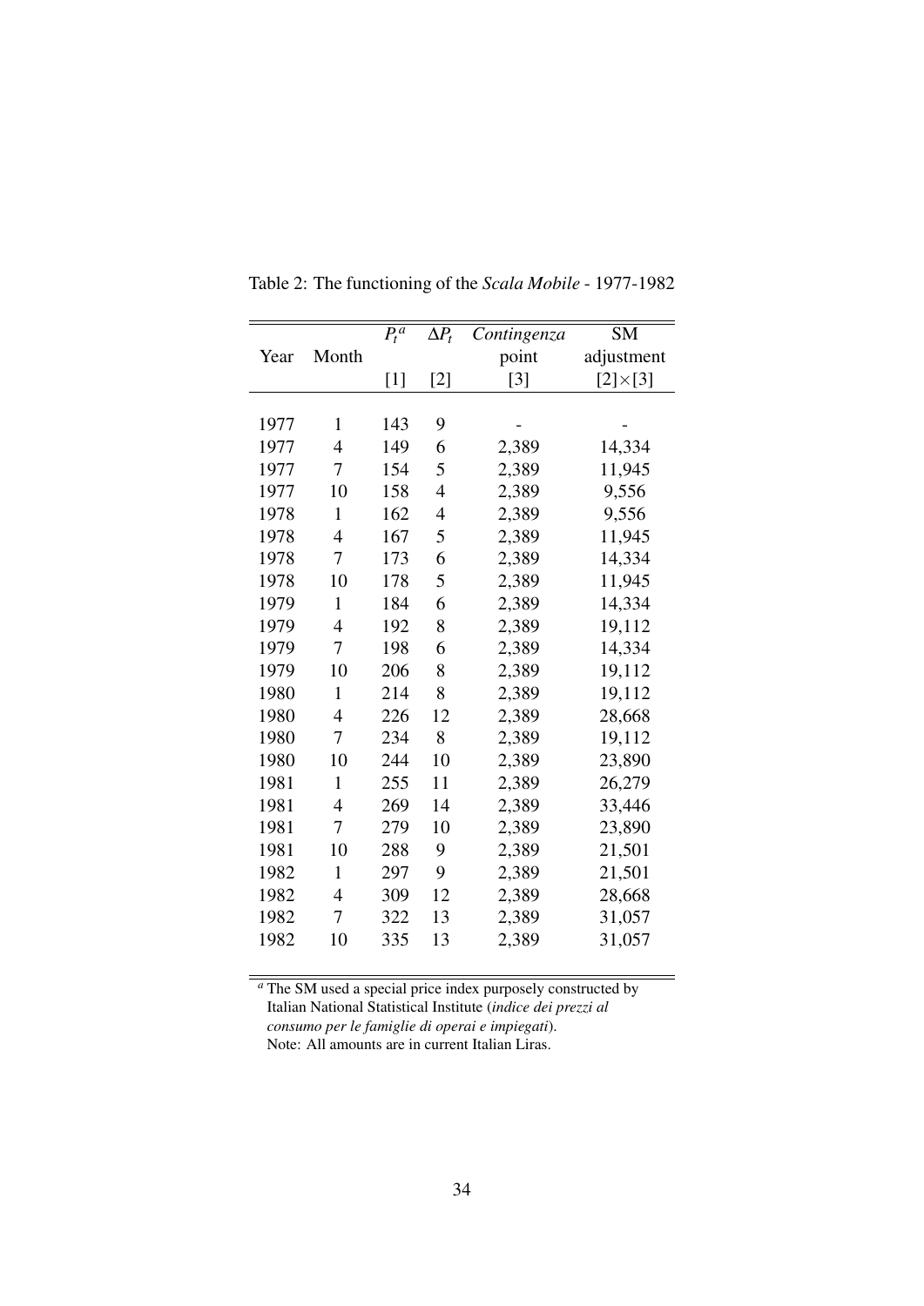Table 2: The functioning of the *Scala Mobile* - 1977-1982

| Year | Month | $P_t{}^a$ [1] | $\Delta P_t$ [2] | *Contingenza* point [3] | SM adjustment [2]×[3] |
|---|---|---|---|---|---|
| 1977 | 1 | 143 | 9 | - | - |
| 1977 | 4 | 149 | 6 | 2,389 | 14,334 |
| 1977 | 7 | 154 | 5 | 2,389 | 11,945 |
| 1977 | 10 | 158 | 4 | 2,389 | 9,556 |
| 1978 | 1 | 162 | 4 | 2,389 | 9,556 |
| 1978 | 4 | 167 | 5 | 2,389 | 11,945 |
| 1978 | 7 | 173 | 6 | 2,389 | 14,334 |
| 1978 | 10 | 178 | 5 | 2,389 | 11,945 |
| 1979 | 1 | 184 | 6 | 2,389 | 14,334 |
| 1979 | 4 | 192 | 8 | 2,389 | 19,112 |
| 1979 | 7 | 198 | 6 | 2,389 | 14,334 |
| 1979 | 10 | 206 | 8 | 2,389 | 19,112 |
| 1980 | 1 | 214 | 8 | 2,389 | 19,112 |
| 1980 | 4 | 226 | 12 | 2,389 | 28,668 |
| 1980 | 7 | 234 | 8 | 2,389 | 19,112 |
| 1980 | 10 | 244 | 10 | 2,389 | 23,890 |
| 1981 | 1 | 255 | 11 | 2,389 | 26,279 |
| 1981 | 4 | 269 | 14 | 2,389 | 33,446 |
| 1981 | 7 | 279 | 10 | 2,389 | 23,890 |
| 1981 | 10 | 288 | 9 | 2,389 | 21,501 |
| 1982 | 1 | 297 | 9 | 2,389 | 21,501 |
| 1982 | 4 | 309 | 12 | 2,389 | 28,668 |
| 1982 | 7 | 322 | 13 | 2,389 | 31,057 |
| 1982 | 10 | 335 | 13 | 2,389 | 31,057 |

[a] The SM used a special price index purposely constructed by Italian National Statistical Institute (*indice dei prezzi al consumo per le famiglie di operai e impiegati*).
Note: All amounts are in current Italian Liras.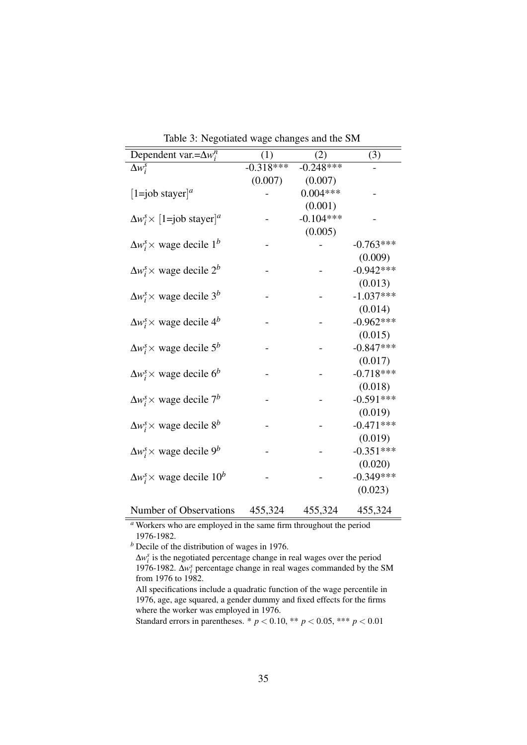Table 3: Negotiated wage changes and the SM

| Dependent var.=$\Delta w_i^n$ | (1) | (2) | (3) |
|---|---|---|---|
| $\Delta w_i^s$ | -0.318*** | -0.248*** | - |
| | (0.007) | (0.007) | |
| [1=job stayer][a] | - | 0.004*** | - |
| | | (0.001) | |
| $\Delta w_i^s \times$ [1=job stayer][a] | - | -0.104*** | - |
| | | (0.005) | |
| $\Delta w_i^s \times$ wage decile 1[b] | - | - | -0.763*** |
| | | | (0.009) |
| $\Delta w_i^s \times$ wage decile 2[b] | - | - | -0.942*** |
| | | | (0.013) |
| $\Delta w_i^s \times$ wage decile 3[b] | - | - | -1.037*** |
| | | | (0.014) |
| $\Delta w_i^s \times$ wage decile 4[b] | - | - | -0.962*** |
| | | | (0.015) |
| $\Delta w_i^s \times$ wage decile 5[b] | - | - | -0.847*** |
| | | | (0.017) |
| $\Delta w_i^s \times$ wage decile 6[b] | - | - | -0.718*** |
| | | | (0.018) |
| $\Delta w_i^s \times$ wage decile 7[b] | - | - | -0.591*** |
| | | | (0.019) |
| $\Delta w_i^s \times$ wage decile 8[b] | - | - | -0.471*** |
| | | | (0.019) |
| $\Delta w_i^s \times$ wage decile 9[b] | - | - | -0.351*** |
| | | | (0.020) |
| $\Delta w_i^s \times$ wage decile 10[b] | - | - | -0.349*** |
| | | | (0.023) |
| Number of Observations | 455,324 | 455,324 | 455,324 |

[a] Workers who are employed in the same firm throughout the period 1976-1982.

[b] Decile of the distribution of wages in 1976.

$\Delta w_i^s$ is the negotiated percentage change in real wages over the period 1976-1982. $\Delta w_i^s$ percentage change in real wages commanded by the SM from 1976 to 1982.

All specifications include a quadratic function of the wage percentile in 1976, age, age squared, a gender dummy and fixed effects for the firms where the worker was employed in 1976.

Standard errors in parentheses. * $p < 0.10$, ** $p < 0.05$, *** $p < 0.01$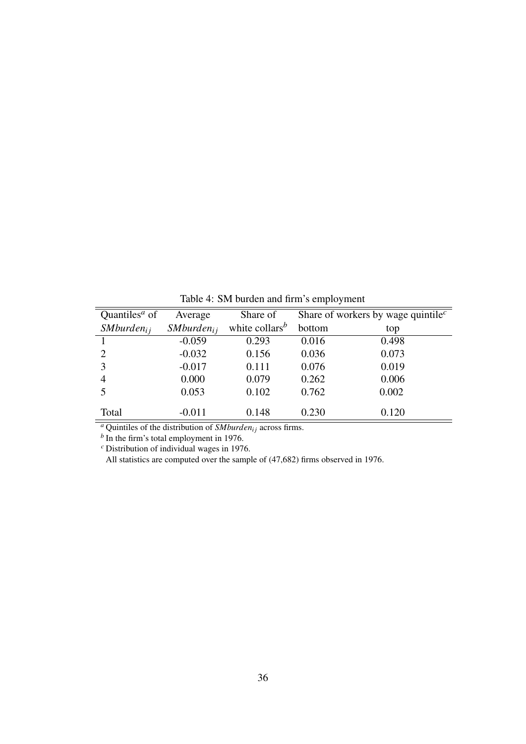Table 4: SM burden and firm's employment

| Quantiles[a] of $SMburden_{ij}$ | Average $SMburden_{ij}$ | Share of white collars[b] | Share of workers by wage quintile[c] bottom | top |
|---|---|---|---|---|
| 1 | -0.059 | 0.293 | 0.016 | 0.498 |
| 2 | -0.032 | 0.156 | 0.036 | 0.073 |
| 3 | -0.017 | 0.111 | 0.076 | 0.019 |
| 4 | 0.000 | 0.079 | 0.262 | 0.006 |
| 5 | 0.053 | 0.102 | 0.762 | 0.002 |
| Total | -0.011 | 0.148 | 0.230 | 0.120 |

[a] Quintiles of the distribution of $SMburden_{ij}$ across firms.

[b] In the firm's total employment in 1976.

[c] Distribution of individual wages in 1976.

All statistics are computed over the sample of (47,682) firms observed in 1976.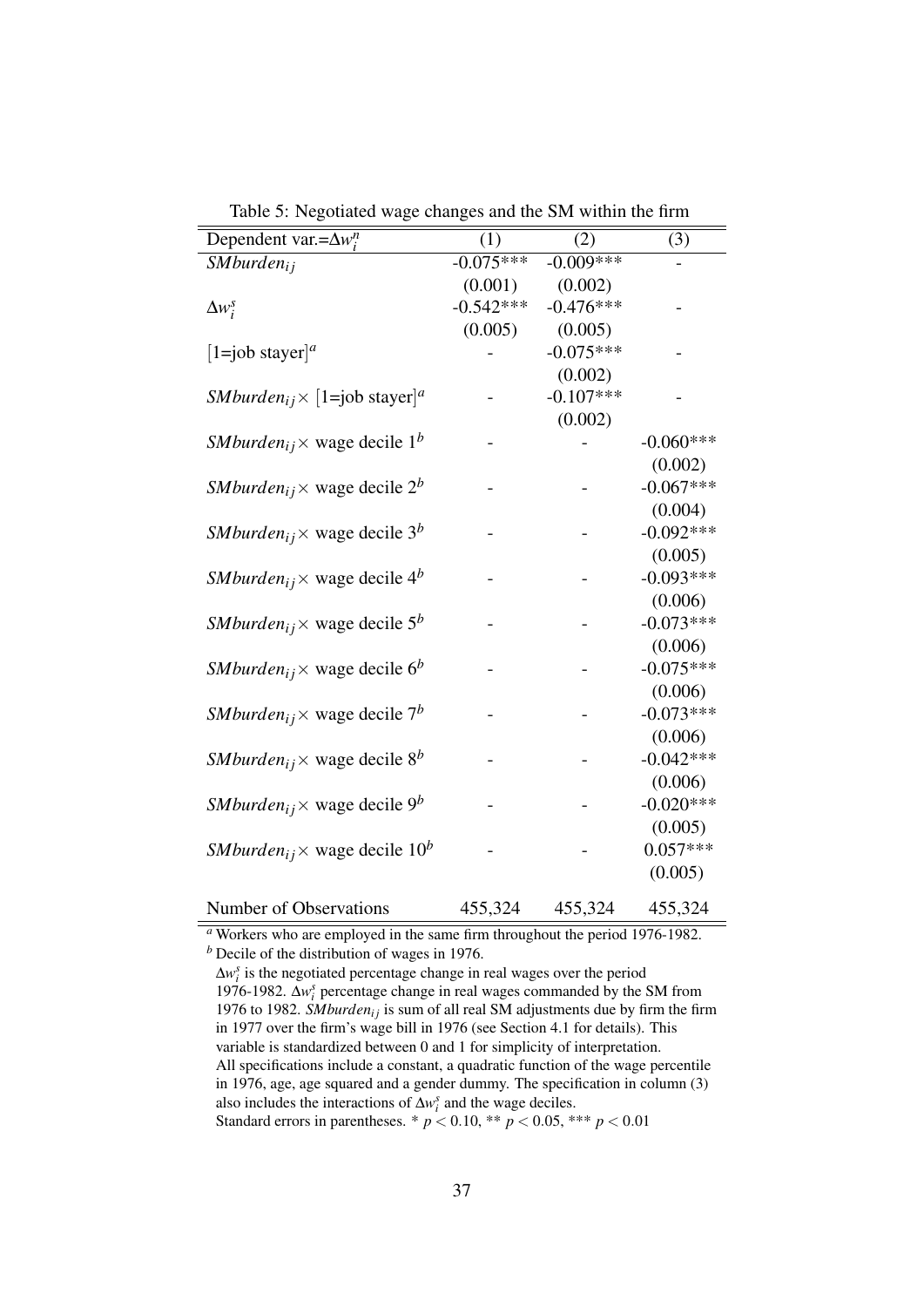Table 5: Negotiated wage changes and the SM within the firm

| Dependent var.=$\Delta w_i^n$ | (1) | (2) | (3) |
|---|---|---|---|
| $SMburden_{ij}$ | -0.075*** | -0.009*** | - |
| | (0.001) | (0.002) | |
| $\Delta w_i^s$ | -0.542*** | -0.476*** | - |
| | (0.005) | (0.005) | |
| [1=job stayer][a] | - | -0.075*** | - |
| | | (0.002) | |
| $SMburden_{ij} \times$ [1=job stayer][a] | - | -0.107*** | - |
| | | (0.002) | |
| $SMburden_{ij} \times$ wage decile 1[b] | - | - | -0.060*** |
| | | | (0.002) |
| $SMburden_{ij} \times$ wage decile 2[b] | - | - | -0.067*** |
| | | | (0.004) |
| $SMburden_{ij} \times$ wage decile 3[b] | - | - | -0.092*** |
| | | | (0.005) |
| $SMburden_{ij} \times$ wage decile 4[b] | - | - | -0.093*** |
| | | | (0.006) |
| $SMburden_{ij} \times$ wage decile 5[b] | - | - | -0.073*** |
| | | | (0.006) |
| $SMburden_{ij} \times$ wage decile 6[b] | - | - | -0.075*** |
| | | | (0.006) |
| $SMburden_{ij} \times$ wage decile 7[b] | - | - | -0.073*** |
| | | | (0.006) |
| $SMburden_{ij} \times$ wage decile 8[b] | - | - | -0.042*** |
| | | | (0.006) |
| $SMburden_{ij} \times$ wage decile 9[b] | - | - | -0.020*** |
| | | | (0.005) |
| $SMburden_{ij} \times$ wage decile 10[b] | - | - | 0.057*** |
| | | | (0.005) |
| Number of Observations | 455,324 | 455,324 | 455,324 |

[a] Workers who are employed in the same firm throughout the period 1976-1982.
[b] Decile of the distribution of wages in 1976.
$\Delta w_i^s$ is the negotiated percentage change in real wages over the period 1976-1982. $\Delta w_i^s$ percentage change in real wages commanded by the SM from 1976 to 1982. $SMburden_{ij}$ is sum of all real SM adjustments due by firm the firm in 1977 over the firm's wage bill in 1976 (see Section 4.1 for details). This variable is standardized between 0 and 1 for simplicity of interpretation.
All specifications include a constant, a quadratic function of the wage percentile in 1976, age, age squared and a gender dummy. The specification in column (3) also includes the interactions of $\Delta w_i^s$ and the wage deciles.
Standard errors in parentheses. * $p < 0.10$, ** $p < 0.05$, *** $p < 0.01$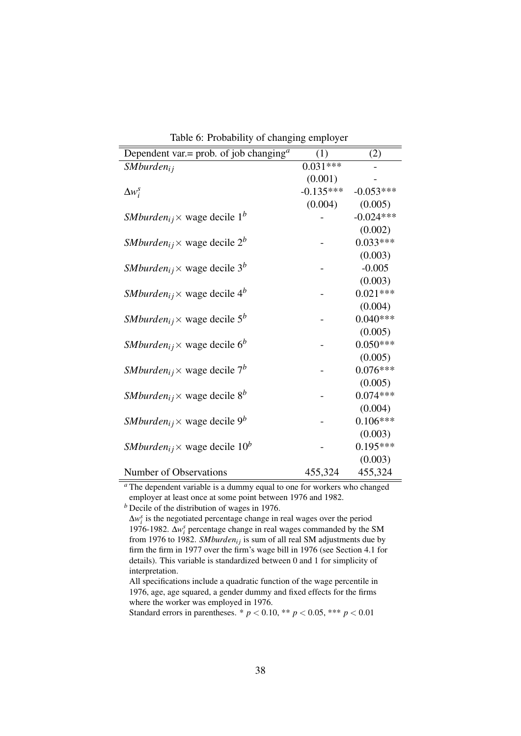Table 6: Probability of changing employer

| Dependent var.= prob. of job changing[a] | (1) | (2) |
|---|---|---|
| $SMburden_{ij}$ | 0.031*** | - |
| | (0.001) | - |
| $\Delta w_i^s$ | -0.135*** | -0.053*** |
| | (0.004) | (0.005) |
| $SMburden_{ij} \times$ wage decile 1[b] | - | -0.024*** |
| | | (0.002) |
| $SMburden_{ij} \times$ wage decile 2[b] | - | 0.033*** |
| | | (0.003) |
| $SMburden_{ij} \times$ wage decile 3[b] | - | -0.005 |
| | | (0.003) |
| $SMburden_{ij} \times$ wage decile 4[b] | - | 0.021*** |
| | | (0.004) |
| $SMburden_{ij} \times$ wage decile 5[b] | - | 0.040*** |
| | | (0.005) |
| $SMburden_{ij} \times$ wage decile 6[b] | - | 0.050*** |
| | | (0.005) |
| $SMburden_{ij} \times$ wage decile 7[b] | - | 0.076*** |
| | | (0.005) |
| $SMburden_{ij} \times$ wage decile 8[b] | - | 0.074*** |
| | | (0.004) |
| $SMburden_{ij} \times$ wage decile 9[b] | - | 0.106*** |
| | | (0.003) |
| $SMburden_{ij} \times$ wage decile 10[b] | - | 0.195*** |
| | | (0.003) |
| Number of Observations | 455,324 | 455,324 |

[a] The dependent variable is a dummy equal to one for workers who changed employer at least once at some point between 1976 and 1982.

[b] Decile of the distribution of wages in 1976.

$\Delta w_i^s$ is the negotiated percentage change in real wages over the period 1976-1982. $\Delta w_i^s$ percentage change in real wages commanded by the SM from 1976 to 1982. $SMburden_{ij}$ is sum of all real SM adjustments due by firm the firm in 1977 over the firm's wage bill in 1976 (see Section 4.1 for details). This variable is standardized between 0 and 1 for simplicity of interpretation.

All specifications include a quadratic function of the wage percentile in 1976, age, age squared, a gender dummy and fixed effects for the firms where the worker was employed in 1976.

Standard errors in parentheses. * $p < 0.10$, ** $p < 0.05$, *** $p < 0.01$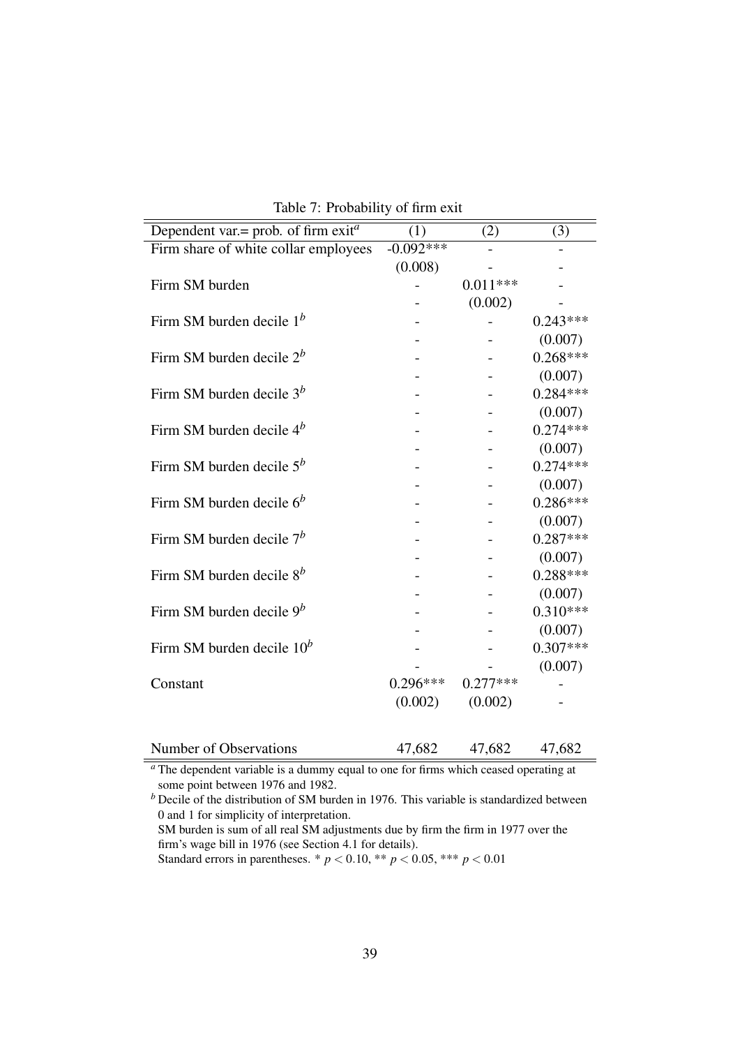Table 7: Probability of firm exit

| Dependent var.= prob. of firm exit[a] | (1) | (2) | (3) |
|---|---|---|---|
| Firm share of white collar employees | -0.092*** | - | - |
| | (0.008) | - | - |
| Firm SM burden | - | 0.011*** | - |
| | - | (0.002) | - |
| Firm SM burden decile 1[b] | - | - | 0.243*** |
| | - | - | (0.007) |
| Firm SM burden decile 2[b] | - | - | 0.268*** |
| | - | - | (0.007) |
| Firm SM burden decile 3[b] | - | - | 0.284*** |
| | - | - | (0.007) |
| Firm SM burden decile 4[b] | - | - | 0.274*** |
| | - | - | (0.007) |
| Firm SM burden decile 5[b] | - | - | 0.274*** |
| | - | - | (0.007) |
| Firm SM burden decile 6[b] | - | - | 0.286*** |
| | - | - | (0.007) |
| Firm SM burden decile 7[b] | - | - | 0.287*** |
| | - | - | (0.007) |
| Firm SM burden decile 8[b] | - | - | 0.288*** |
| | - | - | (0.007) |
| Firm SM burden decile 9[b] | - | - | 0.310*** |
| | - | - | (0.007) |
| Firm SM burden decile 10[b] | - | - | 0.307*** |
| | - | - | (0.007) |
| Constant | 0.296*** | 0.277*** | - |
| | (0.002) | (0.002) | - |
| Number of Observations | 47,682 | 47,682 | 47,682 |

[a] The dependent variable is a dummy equal to one for firms which ceased operating at some point between 1976 and 1982.

[b] Decile of the distribution of SM burden in 1976. This variable is standardized between 0 and 1 for simplicity of interpretation.

SM burden is sum of all real SM adjustments due by firm the firm in 1977 over the firm's wage bill in 1976 (see Section 4.1 for details).

Standard errors in parentheses. * $p < 0.10$, ** $p < 0.05$, *** $p < 0.01$